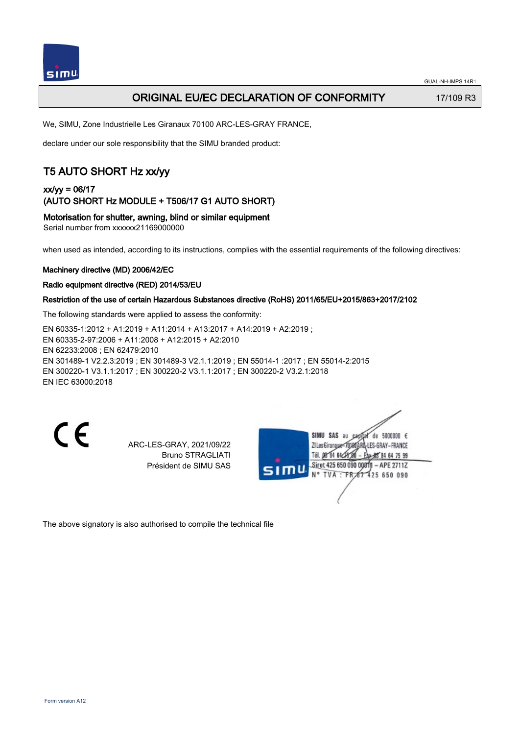GUAL-NH-IMPS 14R1

# ORIGINAL EU/EC DECLARATION OF CONFORMITY

17/109 R3

We, SIMU, Zone Industrielle Les Giranaux 70100 ARC-LES-GRAY FRANCE,

declare under our sole responsibility that the SIMU branded product:

## T5 AUTO SHORT Hz xx/yy

### xx/yy = 06/17
### (AUTO SHORT Hz MODULE + T506/17 G1 AUTO SHORT)

### Motorisation for shutter, awning, blind or similar equipment

Serial number from xxxxxx21169000000

when used as intended, according to its instructions, complies with the essential requirements of the following directives:

**Machinery directive (MD) 2006/42/EC**

**Radio equipment directive (RED) 2014/53/EU**

**Restriction of the use of certain Hazardous Substances directive (RoHS) 2011/65/EU+2015/863+2017/2102**

The following standards were applied to assess the conformity:

EN 60335-1:2012 + A1:2019 + A11:2014 + A13:2017 + A14:2019 + A2:2019 ;
EN 60335-2-97:2006 + A11:2008 + A12:2015 + A2:2010
EN 62233:2008 ; EN 62479:2010
EN 301489-1 V2.2.3:2019 ; EN 301489-3 V2.1.1:2019 ; EN 55014-1 :2017 ; EN 55014-2:2015
EN 300220-1 V3.1.1:2017 ; EN 300220-2 V3.1.1:2017 ; EN 300220-2 V3.2.1:2018
EN IEC 63000:2018

CE

ARC-LES-GRAY, 2021/09/22
Bruno STRAGLIATI
Président de SIMU SAS

SIMU SAS au capital de 5000000 €
ZI Les Giranaux 70100 ARC-LES-GRAY–FRANCE
Tél. 03 84 64 75 00 – Fax 03 84 64 75 99
Siret 425 650 090 00011 – APE 2711Z
N° TVA : FR 87 425 650 090

The above signatory is also authorised to compile the technical file

Form version A12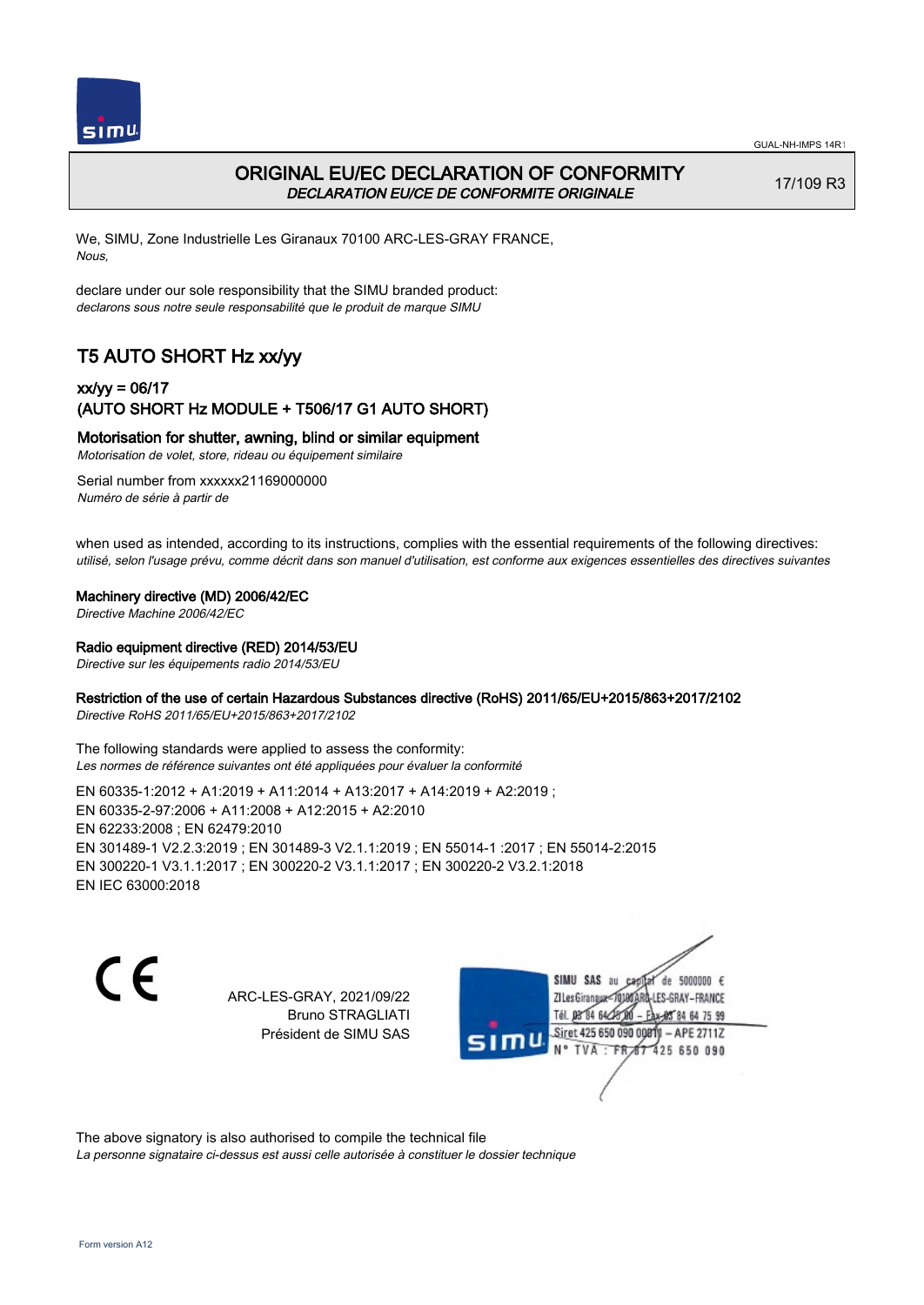GUAL-NH-IMPS 14R1

# ORIGINAL EU/EC DECLARATION OF CONFORMITY

*DECLARATION EU/CE DE CONFORMITE ORIGINALE*

17/109 R3

We, SIMU, Zone Industrielle Les Giranaux 70100 ARC-LES-GRAY FRANCE,
*Nous,*

declare under our sole responsibility that the SIMU branded product:
*declarons sous notre seule responsabilité que le produit de marque SIMU*

## T5 AUTO SHORT Hz xx/yy

### xx/yy = 06/17
### (AUTO SHORT Hz MODULE + T506/17 G1 AUTO SHORT)

**Motorisation for shutter, awning, blind or similar equipment**
*Motorisation de volet, store, rideau ou équipement similaire*

Serial number from xxxxxx21169000000
*Numéro de série à partir de*

when used as intended, according to its instructions, complies with the essential requirements of the following directives:
*utilisé, selon l'usage prévu, comme décrit dans son manuel d'utilisation, est conforme aux exigences essentielles des directives suivantes*

**Machinery directive (MD) 2006/42/EC**
*Directive Machine 2006/42/EC*

**Radio equipment directive (RED) 2014/53/EU**
*Directive sur les équipements radio 2014/53/EU*

**Restriction of the use of certain Hazardous Substances directive (RoHS) 2011/65/EU+2015/863+2017/2102**
*Directive RoHS 2011/65/EU+2015/863+2017/2102*

The following standards were applied to assess the conformity:
*Les normes de référence suivantes ont été appliquées pour évaluer la conformité*

EN 60335-1:2012 + A1:2019 + A11:2014 + A13:2017 + A14:2019 + A2:2019 ;
EN 60335-2-97:2006 + A11:2008 + A12:2015 + A2:2010
EN 62233:2008 ; EN 62479:2010
EN 301489-1 V2.2.3:2019 ; EN 301489-3 V2.1.1:2019 ; EN 55014-1 :2017 ; EN 55014-2:2015
EN 300220-1 V3.1.1:2017 ; EN 300220-2 V3.1.1:2017 ; EN 300220-2 V3.2.1:2018
EN IEC 63000:2018

CE

ARC-LES-GRAY, 2021/09/22
Bruno STRAGLIATI
Président de SIMU SAS

SIMU SAS au capital de 5000000 €
ZI Les Giranaux 70100 ARC-LES-GRAY-FRANCE
Tél. 03 84 64 75 00 – Fax 03 84 64 75 99
Siret 425 650 090 00011 – APE 2711Z
N° TVA : FR 67 425 650 090

The above signatory is also authorised to compile the technical file
*La personne signataire ci-dessus est aussi celle autorisée à constituer le dossier technique*

Form version A12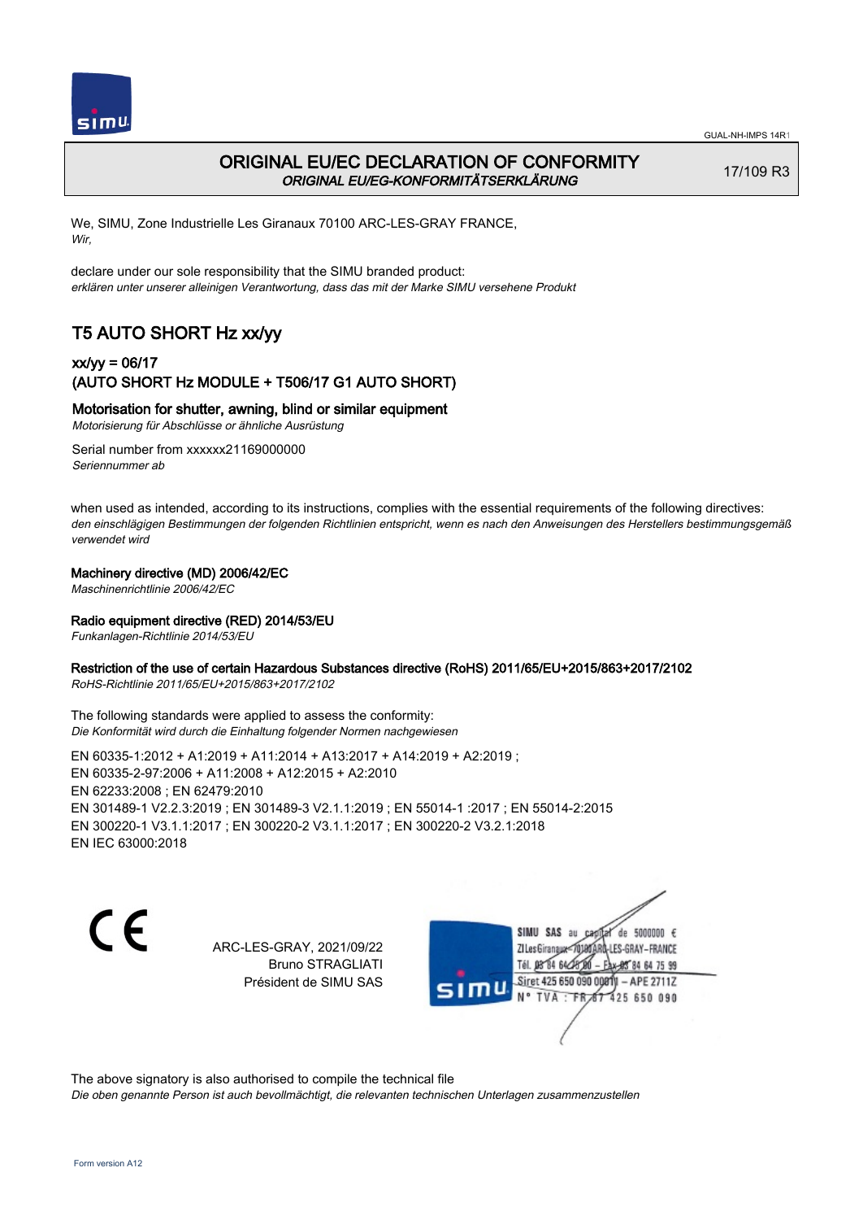# ORIGINAL EU/EC DECLARATION OF CONFORMITY

*ORIGINAL EU/EG-KONFORMITÄTSERKLÄRUNG*

17/109 R3

We, SIMU, Zone Industrielle Les Giranaux 70100 ARC-LES-GRAY FRANCE,
*Wir,*

declare under our sole responsibility that the SIMU branded product:
*erklären unter unserer alleinigen Verantwortung, dass das mit der Marke SIMU versehene Produkt*

## T5 AUTO SHORT Hz xx/yy

### xx/yy = 06/17
### (AUTO SHORT Hz MODULE + T506/17 G1 AUTO SHORT)

### Motorisation for shutter, awning, blind or similar equipment

*Motorisierung für Abschlüsse or ähnliche Ausrüstung*

Serial number from xxxxxx21169000000
*Seriennummer ab*

when used as intended, according to its instructions, complies with the essential requirements of the following directives:
*den einschlägigen Bestimmungen der folgenden Richtlinien entspricht, wenn es nach den Anweisungen des Herstellers bestimmungsgemäß verwendet wird*

**Machinery directive (MD) 2006/42/EC**
*Maschinenrichtlinie 2006/42/EC*

**Radio equipment directive (RED) 2014/53/EU**
*Funkanlagen-Richtlinie 2014/53/EU*

**Restriction of the use of certain Hazardous Substances directive (RoHS) 2011/65/EU+2015/863+2017/2102**
*RoHS-Richtlinie 2011/65/EU+2015/863+2017/2102*

The following standards were applied to assess the conformity:
*Die Konformität wird durch die Einhaltung folgender Normen nachgewiesen*

EN 60335-1:2012 + A1:2019 + A11:2014 + A13:2017 + A14:2019 + A2:2019 ;
EN 60335-2-97:2006 + A11:2008 + A12:2015 + A2:2010
EN 62233:2008 ; EN 62479:2010
EN 301489-1 V2.2.3:2019 ; EN 301489-3 V2.1.1:2019 ; EN 55014-1 :2017 ; EN 55014-2:2015
EN 300220-1 V3.1.1:2017 ; EN 300220-2 V3.1.1:2017 ; EN 300220-2 V3.2.1:2018
EN IEC 63000:2018

CE

ARC-LES-GRAY, 2021/09/22
Bruno STRAGLIATI
Président de SIMU SAS

SIMU SAS au capital de 5000000 €
ZI Les Giranaux 70100 ARC-LES-GRAY-FRANCE
Tél. 03 84 64 75 00 – Fax 03 84 64 75 99
Siret 425 650 090 00011 – APE 2711Z
N° TVA : FR 87 425 650 090

The above signatory is also authorised to compile the technical file
*Die oben genannte Person ist auch bevollmächtigt, die relevanten technischen Unterlagen zusammenzustellen*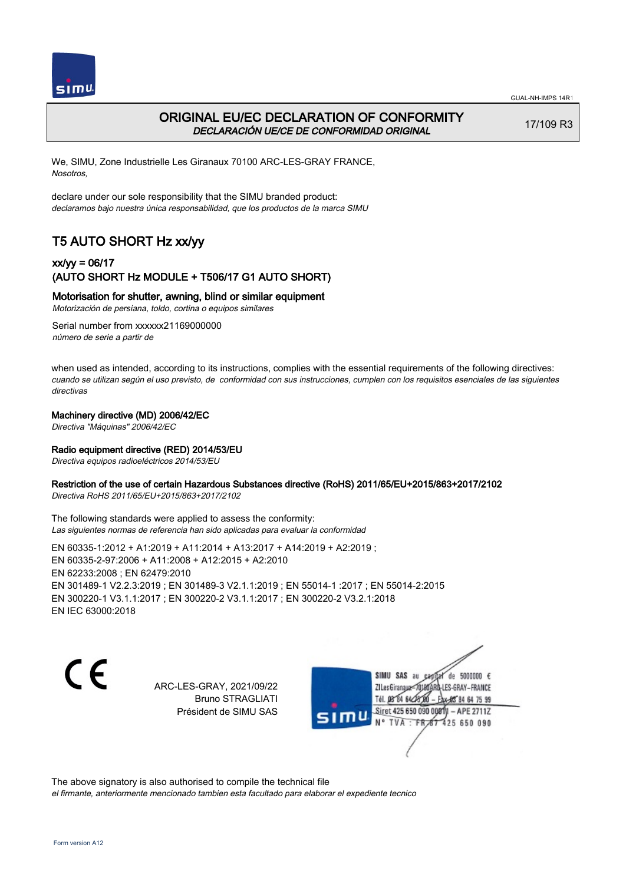# ORIGINAL EU/EC DECLARATION OF CONFORMITY

*DECLARACIÓN UE/CE DE CONFORMIDAD ORIGINAL*

17/109 R3

We, SIMU, Zone Industrielle Les Giranaux 70100 ARC-LES-GRAY FRANCE,
*Nosotros,*

declare under our sole responsibility that the SIMU branded product:
*declaramos bajo nuestra única responsabilidad, que los productos de la marca SIMU*

## T5 AUTO SHORT Hz xx/yy

### xx/yy = 06/17
### (AUTO SHORT Hz MODULE + T506/17 G1 AUTO SHORT)

**Motorisation for shutter, awning, blind or similar equipment**
*Motorización de persiana, toldo, cortina o equipos similares*

Serial number from xxxxxx21169000000
*número de serie a partir de*

when used as intended, according to its instructions, complies with the essential requirements of the following directives:
*cuando se utilizan según el uso previsto, de conformidad con sus instrucciones, cumplen con los requisitos esenciales de las siguientes directivas*

**Machinery directive (MD) 2006/42/EC**
*Directiva "Máquinas" 2006/42/EC*

**Radio equipment directive (RED) 2014/53/EU**
*Directiva equipos radioeléctricos 2014/53/EU*

**Restriction of the use of certain Hazardous Substances directive (RoHS) 2011/65/EU+2015/863+2017/2102**
*Directiva RoHS 2011/65/EU+2015/863+2017/2102*

The following standards were applied to assess the conformity:
*Las siguientes normas de referencia han sido aplicadas para evaluar la conformidad*

EN 60335-1:2012 + A1:2019 + A11:2014 + A13:2017 + A14:2019 + A2:2019 ;
EN 60335-2-97:2006 + A11:2008 + A12:2015 + A2:2010
EN 62233:2008 ; EN 62479:2010
EN 301489-1 V2.2.3:2019 ; EN 301489-3 V2.1.1:2019 ; EN 55014-1 :2017 ; EN 55014-2:2015
EN 300220-1 V3.1.1:2017 ; EN 300220-2 V3.1.1:2017 ; EN 300220-2 V3.2.1:2018
EN IEC 63000:2018

ARC-LES-GRAY, 2021/09/22
Bruno STRAGLIATI
Président de SIMU SAS

SIMU SAS au capital de 5000000 €
ZI Les Giranaux 70100 ARC-LES-GRAY-FRANCE
Tél. 03 84 64 28 00 – Fax 03 84 64 75 99
Siret 425 650 090 00011 – APE 2711Z
N° TVA : FR 87 425 650 090

The above signatory is also authorised to compile the technical file
*el firmante, anteriormente mencionado tambien esta facultado para elaborar el expediente tecnico*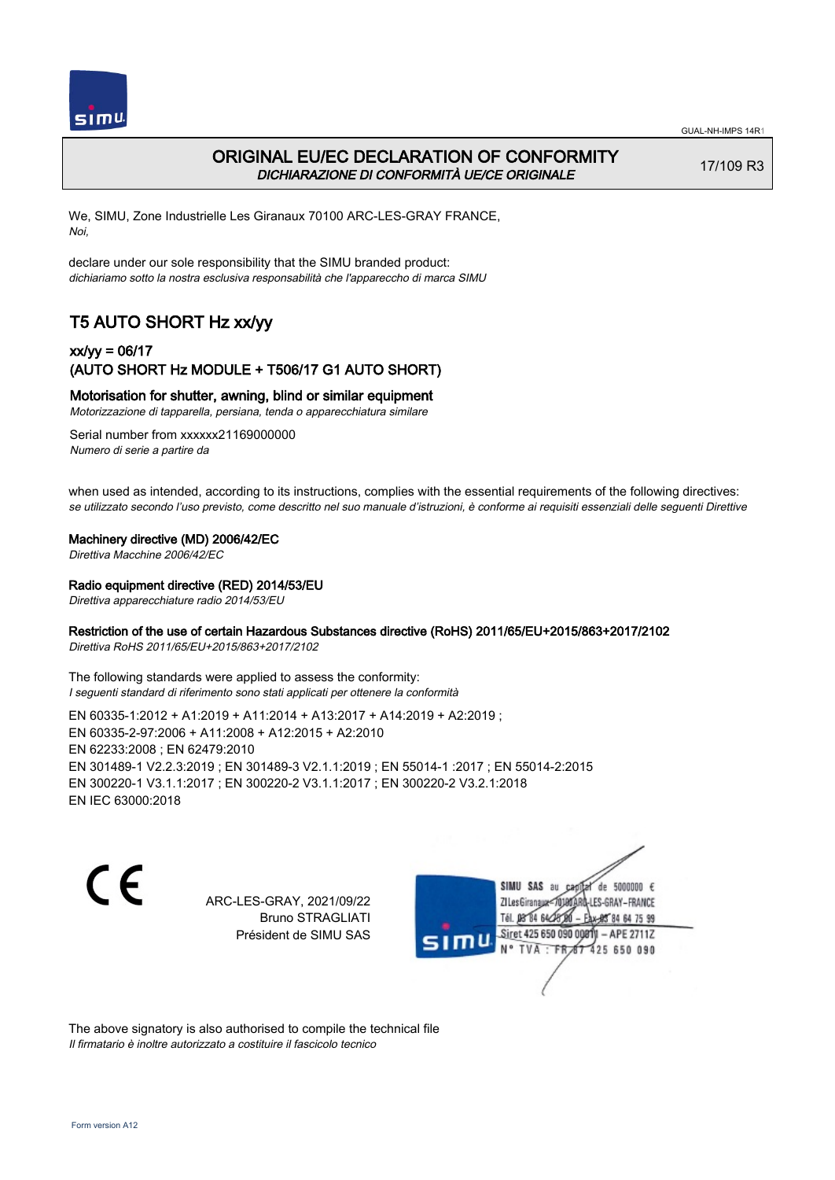# ORIGINAL EU/EC DECLARATION OF CONFORMITY

*DICHIARAZIONE DI CONFORMITÀ UE/CE ORIGINALE*

17/109 R3

We, SIMU, Zone Industrielle Les Giranaux 70100 ARC-LES-GRAY FRANCE,
*Noi,*

declare under our sole responsibility that the SIMU branded product:
*dichiariamo sotto la nostra esclusiva responsabilità che l'apparecchio di marca SIMU*

## T5 AUTO SHORT Hz xx/yy

### xx/yy = 06/17
### (AUTO SHORT Hz MODULE + T506/17 G1 AUTO SHORT)

**Motorisation for shutter, awning, blind or similar equipment**
*Motorizzazione di tapparella, persiana, tenda o apparecchiatura similare*

Serial number from xxxxxx21169000000
*Numero di serie a partire da*

when used as intended, according to its instructions, complies with the essential requirements of the following directives:
*se utilizzato secondo l'uso previsto, come descritto nel suo manuale d'istruzioni, è conforme ai requisiti essenziali delle seguenti Direttive*

**Machinery directive (MD) 2006/42/EC**
*Direttiva Macchine 2006/42/EC*

**Radio equipment directive (RED) 2014/53/EU**
*Direttiva apparecchiature radio 2014/53/EU*

**Restriction of the use of certain Hazardous Substances directive (RoHS) 2011/65/EU+2015/863+2017/2102**
*Direttiva RoHS 2011/65/EU+2015/863+2017/2102*

The following standards were applied to assess the conformity:
*I seguenti standard di riferimento sono stati applicati per ottenere la conformità*

EN 60335-1:2012 + A1:2019 + A11:2014 + A13:2017 + A14:2019 + A2:2019 ;
EN 60335-2-97:2006 + A11:2008 + A12:2015 + A2:2010
EN 62233:2008 ; EN 62479:2010
EN 301489-1 V2.2.3:2019 ; EN 301489-3 V2.1.1:2019 ; EN 55014-1 :2017 ; EN 55014-2:2015
EN 300220-1 V3.1.1:2017 ; EN 300220-2 V3.1.1:2017 ; EN 300220-2 V3.2.1:2018
EN IEC 63000:2018

CE

ARC-LES-GRAY, 2021/09/22
Bruno STRAGLIATI
Président de SIMU SAS

SIMU SAS au capital de 5000000 €
ZI Les Giranaux 70100 ARC-LES-GRAY-FRANCE
Tél. 03 84 64 75 00 – Fax 03 84 64 75 99
Siret 425 650 090 00011 – APE 2711Z
N° TVA : FR 67 425 650 090

The above signatory is also authorised to compile the technical file
*Il firmatario è inoltre autorizzato a costituire il fascicolo tecnico*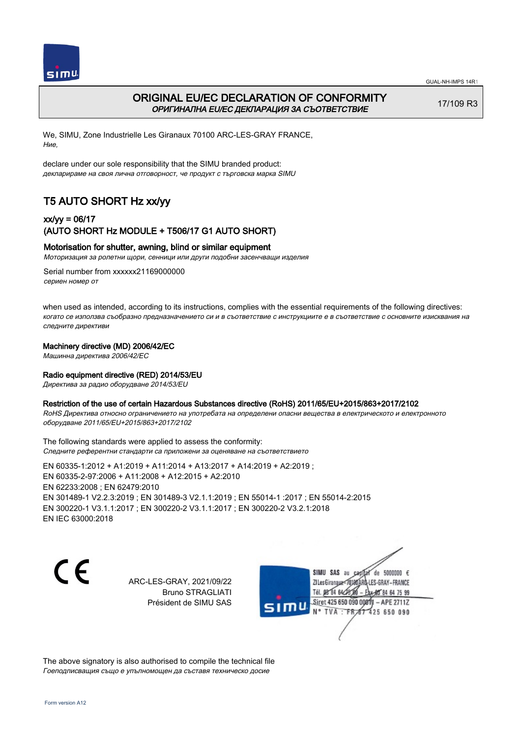# ORIGINAL EU/EC DECLARATION OF CONFORMITY

*ОРИГИНАЛНА EU/EC ДЕКЛАРАЦИЯ ЗА СЪОТВЕТСТВИЕ*

17/109 R3

We, SIMU, Zone Industrielle Les Giranaux 70100 ARC-LES-GRAY FRANCE,
*Ние,*

declare under our sole responsibility that the SIMU branded product:
*декларираме на своя лична отговорност, че продукт с търговска марка SIMU*

## T5 AUTO SHORT Hz xx/yy

### xx/yy = 06/17
### (AUTO SHORT Hz MODULE + T506/17 G1 AUTO SHORT)

**Motorisation for shutter, awning, blind or similar equipment**
*Моторизация за ролетни щори, сенници или други подобни засенчващи изделия*

Serial number from xxxxxx21169000000
*сериен номер от*

when used as intended, according to its instructions, complies with the essential requirements of the following directives:
*когато се използва съобразно предназначението си и в съответствие с инструкциите е в съответствие с основните изисквания на следните директиви*

**Machinery directive (MD) 2006/42/EC**
*Машинна директива 2006/42/EC*

**Radio equipment directive (RED) 2014/53/EU**
*Директива за радио оборудване 2014/53/EU*

**Restriction of the use of certain Hazardous Substances directive (RoHS) 2011/65/EU+2015/863+2017/2102**
*RoHS Директива относно ограничението на употребата на определени опасни вещества в електрическото и електронното оборудване 2011/65/EU+2015/863+2017/2102*

The following standards were applied to assess the conformity:
*Следните референтни стандарти са приложени за оценяване на съответствието*

EN 60335-1:2012 + A1:2019 + A11:2014 + A13:2017 + A14:2019 + A2:2019 ;
EN 60335-2-97:2006 + A11:2008 + A12:2015 + A2:2010
EN 62233:2008 ; EN 62479:2010
EN 301489-1 V2.2.3:2019 ; EN 301489-3 V2.1.1:2019 ; EN 55014-1 :2017 ; EN 55014-2:2015
EN 300220-1 V3.1.1:2017 ; EN 300220-2 V3.1.1:2017 ; EN 300220-2 V3.2.1:2018
EN IEC 63000:2018

CE

ARC-LES-GRAY, 2021/09/22
Bruno STRAGLIATI
Président de SIMU SAS

SIMU SAS au capital de 5000000 €
ZI Les Giranaux 70100 ARC-LES-GRAY-FRANCE
Tél. 03 84 64 75 00 – Fax 03 84 64 75 99
Siret 425 650 090 00011 – APE 2711Z
N° TVA : FR 87 425 650 090

The above signatory is also authorised to compile the technical file
*Гоеподписващия също е упълномощен да съставя техническо досие*

Form version A12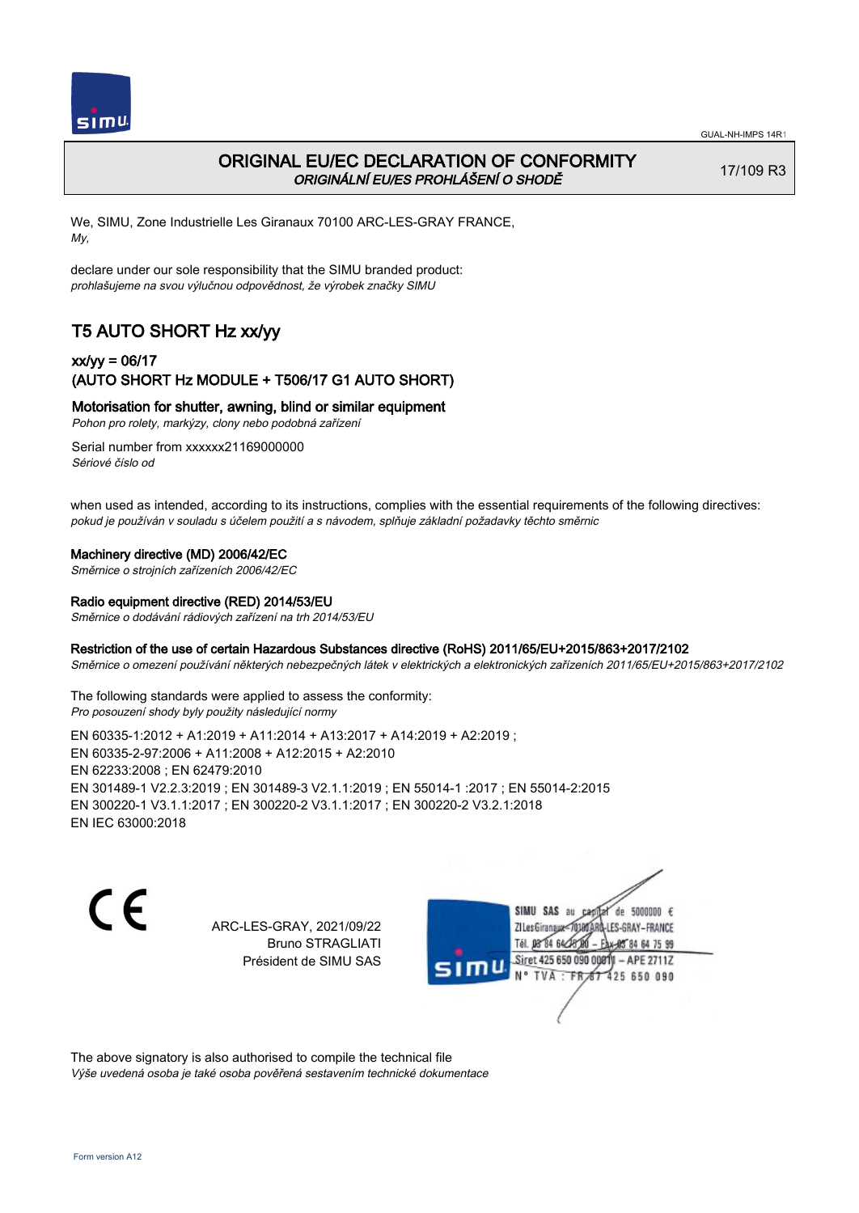# ORIGINAL EU/EC DECLARATION OF CONFORMITY

*ORIGINÁLNÍ EU/ES PROHLÁŠENÍ O SHODĚ*

17/109 R3

We, SIMU, Zone Industrielle Les Giranaux 70100 ARC-LES-GRAY FRANCE,
*My,*

declare under our sole responsibility that the SIMU branded product:
*prohlašujeme na svou výlučnou odpovědnost, že výrobek značky SIMU*

## T5 AUTO SHORT Hz xx/yy

### xx/yy = 06/17
### (AUTO SHORT Hz MODULE + T506/17 G1 AUTO SHORT)

**Motorisation for shutter, awning, blind or similar equipment**
*Pohon pro rolety, markýzy, clony nebo podobná zařízení*

Serial number from xxxxxx21169000000
*Sériové číslo od*

when used as intended, according to its instructions, complies with the essential requirements of the following directives:
*pokud je používán v souladu s účelem použití a s návodem, splňuje základní požadavky těchto směrnic*

**Machinery directive (MD) 2006/42/EC**
*Směrnice o strojních zařízeních 2006/42/EC*

**Radio equipment directive (RED) 2014/53/EU**
*Směrnice o dodávání rádiových zařízení na trh 2014/53/EU*

**Restriction of the use of certain Hazardous Substances directive (RoHS) 2011/65/EU+2015/863+2017/2102**
*Směrnice o omezení používání některých nebezpečných látek v elektrických a elektronických zařízeních 2011/65/EU+2015/863+2017/2102*

The following standards were applied to assess the conformity:
*Pro posouzení shody byly použity následující normy*

EN 60335-1:2012 + A1:2019 + A11:2014 + A13:2017 + A14:2019 + A2:2019 ;
EN 60335-2-97:2006 + A11:2008 + A12:2015 + A2:2010
EN 62233:2008 ; EN 62479:2010
EN 301489-1 V2.2.3:2019 ; EN 301489-3 V2.1.1:2019 ; EN 55014-1 :2017 ; EN 55014-2:2015
EN 300220-1 V3.1.1:2017 ; EN 300220-2 V3.1.1:2017 ; EN 300220-2 V3.2.1:2018
EN IEC 63000:2018

ARC-LES-GRAY, 2021/09/22
Bruno STRAGLIATI
Président de SIMU SAS

SIMU SAS au capital de 5000000 €
ZI Les Giranaux 70100 ARC-LES-GRAY – FRANCE
Tél. 03 84 64 75 00 – Fax 03 84 64 75 99
Siret 425 650 090 00011 – APE 2711Z
N° TVA : FR 67 425 650 090

The above signatory is also authorised to compile the technical file
*Výše uvedená osoba je také osoba pověřená sestavením technické dokumentace*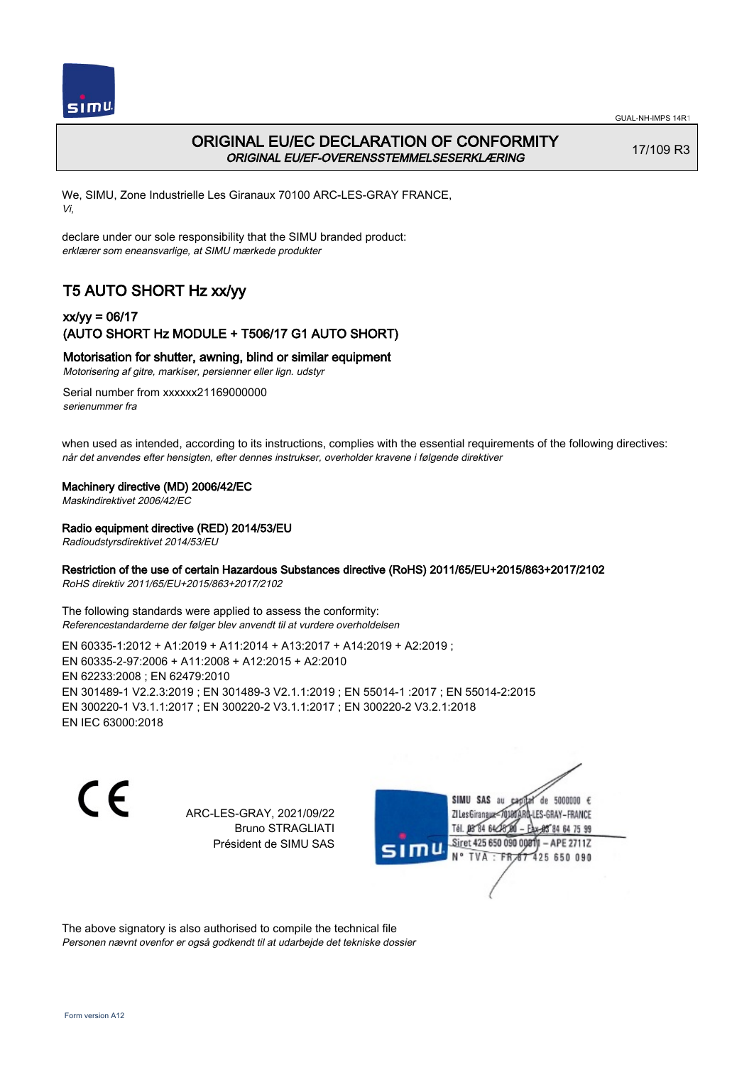# ORIGINAL EU/EC DECLARATION OF CONFORMITY

*ORIGINAL EU/EF-OVERENSSTEMMELSESERKLÆRING*

17/109 R3

We, SIMU, Zone Industrielle Les Giranaux 70100 ARC-LES-GRAY FRANCE,
*Vi,*

declare under our sole responsibility that the SIMU branded product:
*erklærer som eneansvarlige, at SIMU mærkede produkter*

## T5 AUTO SHORT Hz xx/yy

### xx/yy = 06/17
### (AUTO SHORT Hz MODULE + T506/17 G1 AUTO SHORT)

**Motorisation for shutter, awning, blind or similar equipment**
*Motorisering af gitre, markiser, persienner eller lign. udstyr*

Serial number from xxxxxx21169000000
*serienummer fra*

when used as intended, according to its instructions, complies with the essential requirements of the following directives:
*når det anvendes efter hensigten, efter dennes instrukser, overholder kravene i følgende direktiver*

**Machinery directive (MD) 2006/42/EC**
*Maskindirektivet 2006/42/EC*

**Radio equipment directive (RED) 2014/53/EU**
*Radioudstyrsdirektivet 2014/53/EU*

**Restriction of the use of certain Hazardous Substances directive (RoHS) 2011/65/EU+2015/863+2017/2102**
*RoHS direktiv 2011/65/EU+2015/863+2017/2102*

The following standards were applied to assess the conformity:
*Referencestandarderne der følger blev anvendt til at vurdere overholdelsen*

EN 60335‑1:2012 + A1:2019 + A11:2014 + A13:2017 + A14:2019 + A2:2019 ;
EN 60335‑2‑97:2006 + A11:2008 + A12:2015 + A2:2010
EN 62233:2008 ; EN 62479:2010
EN 301489‑1 V2.2.3:2019 ; EN 301489‑3 V2.1.1:2019 ; EN 55014‑1 :2017 ; EN 55014‑2:2015
EN 300220‑1 V3.1.1:2017 ; EN 300220‑2 V3.1.1:2017 ; EN 300220‑2 V3.2.1:2018
EN IEC 63000:2018

CE

ARC-LES-GRAY, 2021/09/22
Bruno STRAGLIATI
Président de SIMU SAS

SIMU SAS au capital de 5000000 €
ZI Les Giranaux 70100 ARC-LES-GRAY-FRANCE
Tél. 03 84 64 75 00 – Fax 03 84 64 75 99
Siret 425 650 090 00011 – APE 2711Z
N° TVA : FR 87 425 650 090

The above signatory is also authorised to compile the technical file
*Personen nævnt ovenfor er også godkendt til at udarbejde det tekniske dossier*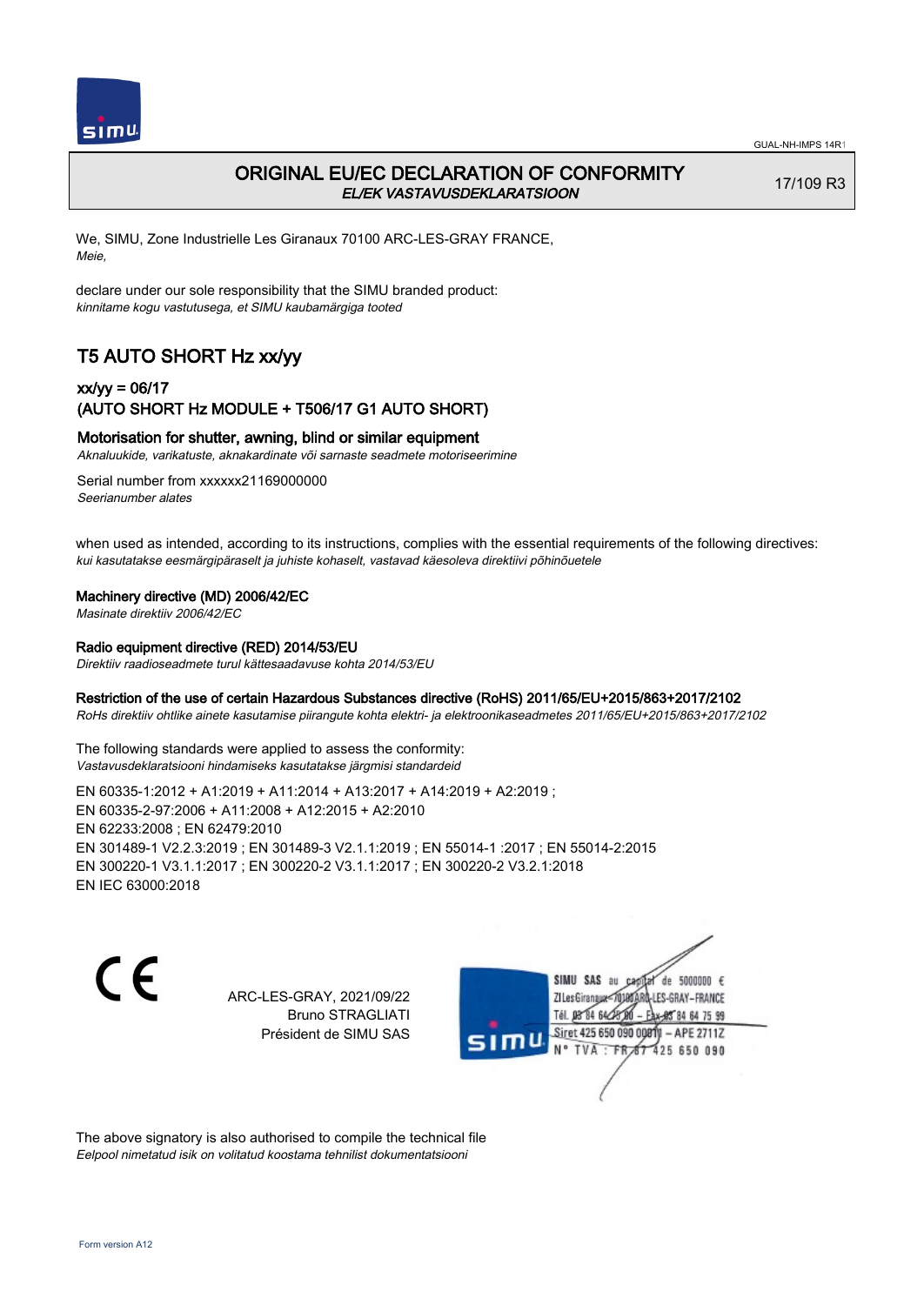# ORIGINAL EU/EC DECLARATION OF CONFORMITY

*EL/EK VASTAVUSDEKLARATSIOON*

17/109 R3

We, SIMU, Zone Industrielle Les Giranaux 70100 ARC-LES-GRAY FRANCE,
*Meie,*

declare under our sole responsibility that the SIMU branded product:
*kinnitame kogu vastutusega, et SIMU kaubamärgiga tooted*

## T5 AUTO SHORT Hz xx/yy

### xx/yy = 06/17
### (AUTO SHORT Hz MODULE + T506/17 G1 AUTO SHORT)

**Motorisation for shutter, awning, blind or similar equipment**
*Aknaluukide, varikatuste, aknakardinate või sarnaste seadmete motoriseerimine*

Serial number from xxxxxx21169000000
*Seerianumber alates*

when used as intended, according to its instructions, complies with the essential requirements of the following directives:
*kui kasutatakse eesmärgipäraselt ja juhiste kohaselt, vastavad käesoleva direktiivi põhinõuetele*

**Machinery directive (MD) 2006/42/EC**
*Masinate direktiiv 2006/42/EC*

**Radio equipment directive (RED) 2014/53/EU**
*Direktiiv raadioseadmete turul kättesaadavuse kohta 2014/53/EU*

**Restriction of the use of certain Hazardous Substances directive (RoHS) 2011/65/EU+2015/863+2017/2102**
*RoHs direktiiv ohtlike ainete kasutamise piirangute kohta elektri- ja elektroonikaseadmetes 2011/65/EU+2015/863+2017/2102*

The following standards were applied to assess the conformity:
*Vastavusdeklaratsiooni hindamiseks kasutatakse järgmisi standardeid*

EN 60335-1:2012 + A1:2019 + A11:2014 + A13:2017 + A14:2019 + A2:2019 ;
EN 60335-2-97:2006 + A11:2008 + A12:2015 + A2:2010
EN 62233:2008 ; EN 62479:2010
EN 301489-1 V2.2.3:2019 ; EN 301489-3 V2.1.1:2019 ; EN 55014-1 :2017 ; EN 55014-2:2015
EN 300220-1 V3.1.1:2017 ; EN 300220-2 V3.1.1:2017 ; EN 300220-2 V3.2.1:2018
EN IEC 63000:2018

ARC-LES-GRAY, 2021/09/22
Bruno STRAGLIATI
Président de SIMU SAS

SIMU SAS au capital de 5000000 €
ZI Les Giranaux 70100 ARC-LES-GRAY–FRANCE
Tél. 03 84 64 75 00 – Fax 03 84 64 75 99
Siret 425 650 090 00011 – APE 2711Z
N° TVA : FR 67 425 650 090

The above signatory is also authorised to compile the technical file
*Eelpool nimetatud isik on volitatud koostama tehnilist dokumentatsiooni*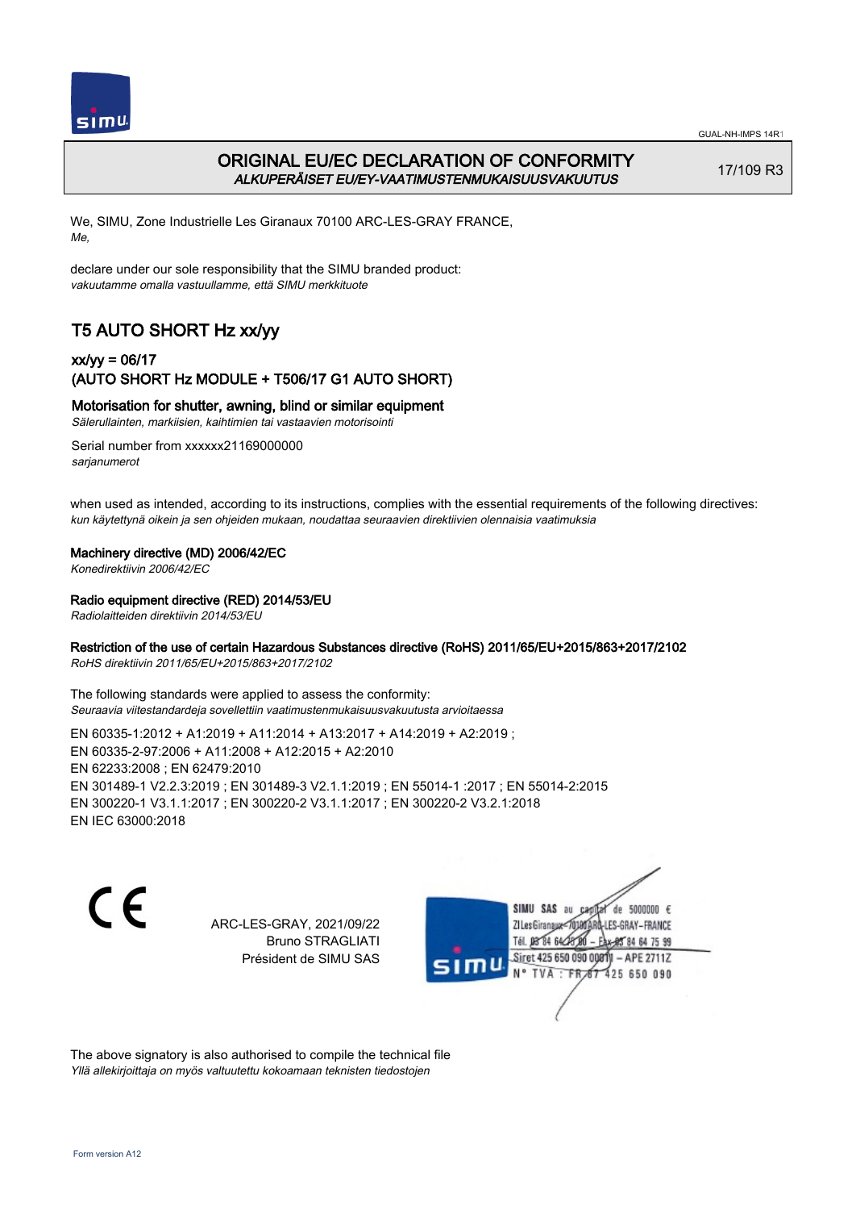# ORIGINAL EU/EC DECLARATION OF CONFORMITY
*ALKUPERÄISET EU/EY-VAATIMUSTENMUKAISUUSVAKUUTUS*

17/109 R3

We, SIMU, Zone Industrielle Les Giranaux 70100 ARC-LES-GRAY FRANCE,
*Me,*

declare under our sole responsibility that the SIMU branded product:
*vakuutamme omalla vastuullamme, että SIMU merkkituote*

## T5 AUTO SHORT Hz xx/yy

### xx/yy = 06/17
### (AUTO SHORT Hz MODULE + T506/17 G1 AUTO SHORT)

**Motorisation for shutter, awning, blind or similar equipment**
*Sälerullainten, markiisien, kaihtimien tai vastaavien motorisointi*

Serial number from xxxxxx21169000000
*sarjanumerot*

when used as intended, according to its instructions, complies with the essential requirements of the following directives:
*kun käytettynä oikein ja sen ohjeiden mukaan, noudattaa seuraavien direktiivien olennaisia vaatimuksia*

**Machinery directive (MD) 2006/42/EC**
*Konedirektiivin 2006/42/EC*

**Radio equipment directive (RED) 2014/53/EU**
*Radiolaitteiden direktiivin 2014/53/EU*

**Restriction of the use of certain Hazardous Substances directive (RoHS) 2011/65/EU+2015/863+2017/2102**
*RoHS direktiivin 2011/65/EU+2015/863+2017/2102*

The following standards were applied to assess the conformity:
*Seuraavia viitestandardeja sovellettiin vaatimustenmukaisuusvakuutusta arvioitaessa*

EN 60335-1:2012 + A1:2019 + A11:2014 + A13:2017 + A14:2019 + A2:2019 ;
EN 60335-2-97:2006 + A11:2008 + A12:2015 + A2:2010
EN 62233:2008 ; EN 62479:2010
EN 301489-1 V2.2.3:2019 ; EN 301489-3 V2.1.1:2019 ; EN 55014-1 :2017 ; EN 55014-2:2015
EN 300220-1 V3.1.1:2017 ; EN 300220-2 V3.1.1:2017 ; EN 300220-2 V3.2.1:2018
EN IEC 63000:2018

CE

ARC-LES-GRAY, 2021/09/22
Bruno STRAGLIATI
Président de SIMU SAS

SIMU SAS au capital de 5000000 €
ZI Les Giranaux 70100 ARC-LES-GRAY-FRANCE
Tél. 03 84 64 75 00 – Fax 03 84 64 75 99
Siret 425 650 090 00011 – APE 2711Z
N° TVA : FR 87 425 650 090

The above signatory is also authorised to compile the technical file
*Yllä allekirjoittaja on myös valtuutettu kokoamaan teknisten tiedostojen*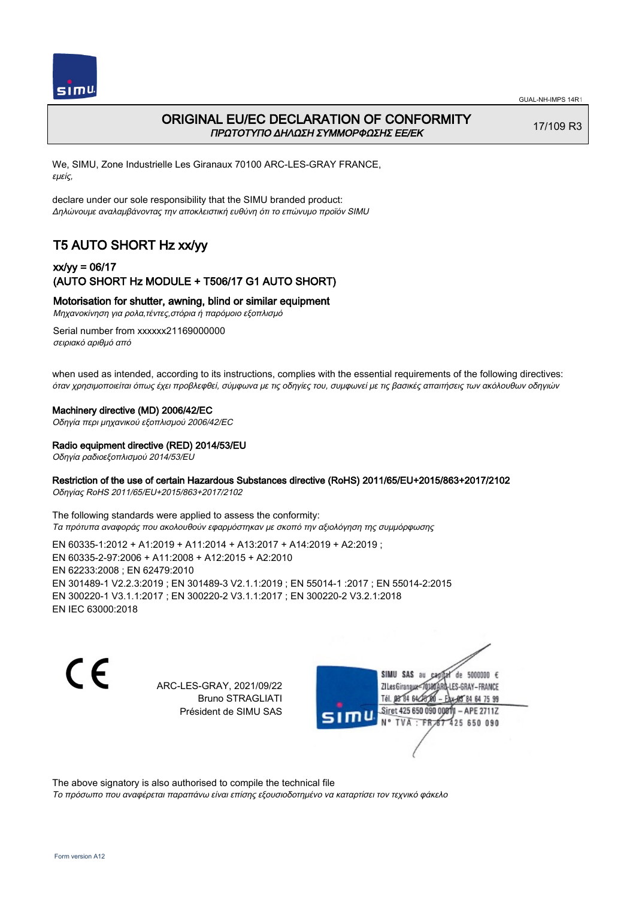# ORIGINAL EU/EC DECLARATION OF CONFORMITY

*ΠΡΩΤΟΤΥΠΟ ΔΗΛΩΣΗ ΣΥΜΜΟΡΦΩΣΗΣ ΕΕ/ΕΚ*

17/109 R3

We, SIMU, Zone Industrielle Les Giranaux 70100 ARC-LES-GRAY FRANCE,
*εμείς,*

declare under our sole responsibility that the SIMU branded product:
*Δηλώνουμε αναλαμβάνοντας την αποκλειστική ευθύνη ότι το επώνυμο προϊόν SIMU*

## T5 AUTO SHORT Hz xx/yy

### xx/yy = 06/17
### (AUTO SHORT Hz MODULE + T506/17 G1 AUTO SHORT)

**Motorisation for shutter, awning, blind or similar equipment**
*Μηχανοκίνηση για ρολα,τέντες,στόρια ή παρόμοιο εξοπλισμό*

Serial number from xxxxxx21169000000
*σειριακό αριθμό από*

when used as intended, according to its instructions, complies with the essential requirements of the following directives:
*όταν χρησιμοποιείται όπως έχει προβλεφθεί, σύμφωνα με τις οδηγίες του, συμφωνεί με τις βασικές απαιτήσεις των ακόλουθων οδηγιών*

**Machinery directive (MD) 2006/42/EC**
*Οδηγία περι μηχανικού εξοπλισμού 2006/42/EC*

**Radio equipment directive (RED) 2014/53/EU**
*Οδηγία ραδιοεξοπλισμού 2014/53/EU*

**Restriction of the use of certain Hazardous Substances directive (RoHS) 2011/65/EU+2015/863+2017/2102**
*Οδηγίας RoHS 2011/65/EU+2015/863+2017/2102*

The following standards were applied to assess the conformity:
*Τα πρότυπα αναφοράς που ακολουθούν εφαρμόστηκαν με σκοπό την αξιολόγηση της συμμόρφωσης*

EN 60335-1:2012 + A1:2019 + A11:2014 + A13:2017 + A14:2019 + A2:2019 ;
EN 60335-2-97:2006 + A11:2008 + A12:2015 + A2:2010
EN 62233:2008 ; EN 62479:2010
EN 301489-1 V2.2.3:2019 ; EN 301489-3 V2.1.1:2019 ; EN 55014-1 :2017 ; EN 55014-2:2015
EN 300220-1 V3.1.1:2017 ; EN 300220-2 V3.1.1:2017 ; EN 300220-2 V3.2.1:2018
EN IEC 63000:2018

CE

ARC-LES-GRAY, 2021/09/22
Bruno STRAGLIATI
Président de SIMU SAS

SIMU SAS au capital de 5000000 €
ZI Les Giranaux 70100 ARC-LES-GRAY-FRANCE
Tél. 03 84 64 75 00 – Fax 03 84 64 75 99
Siret 425 650 090 00011 – APE 2711Z
N° TVA : FR 67 425 650 090

The above signatory is also authorised to compile the technical file
*Το πρόσωπο που αναφέρεται παραπάνω είναι επίσης εξουσιοδοτημένο να καταρτίσει τον τεχνικό φάκελο*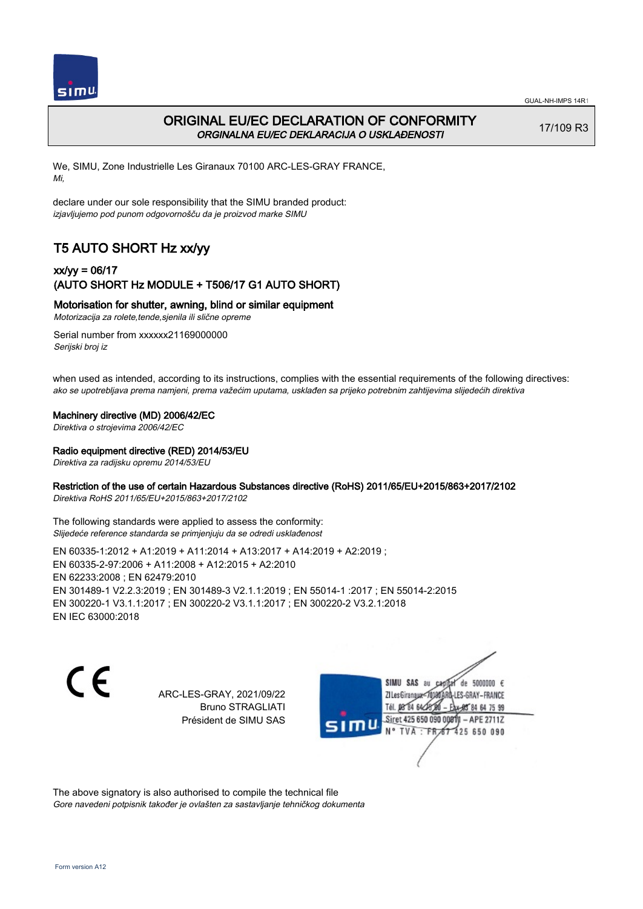# ORIGINAL EU/EC DECLARATION OF CONFORMITY

*ORGINALNA EU/EC DEKLARACIJA O USKLAĐENOSTI*

17/109 R3

We, SIMU, Zone Industrielle Les Giranaux 70100 ARC-LES-GRAY FRANCE,
*Mi,*

declare under our sole responsibility that the SIMU branded product:
*izjavljujemo pod punom odgovornošču da je proizvod marke SIMU*

## T5 AUTO SHORT Hz xx/yy

### xx/yy = 06/17
### (AUTO SHORT Hz MODULE + T506/17 G1 AUTO SHORT)

**Motorisation for shutter, awning, blind or similar equipment**
*Motorizacija za rolete,tende,sjenila ili slične opreme*

Serial number from xxxxxx21169000000
*Serijski broj iz*

when used as intended, according to its instructions, complies with the essential requirements of the following directives:
*ako se upotrebljava prema namjeni, prema važećim uputama, usklađen sa prijeko potrebnim zahtijevima slijedećih direktiva*

**Machinery directive (MD) 2006/42/EC**
*Direktiva o strojevima 2006/42/EC*

**Radio equipment directive (RED) 2014/53/EU**
*Direktiva za radijsku opremu 2014/53/EU*

**Restriction of the use of certain Hazardous Substances directive (RoHS) 2011/65/EU+2015/863+2017/2102**
*Direktiva RoHS 2011/65/EU+2015/863+2017/2102*

The following standards were applied to assess the conformity:
*Slijedeće reference standarda se primjenjuju da se odredi usklađenost*

EN 60335-1:2012 + A1:2019 + A11:2014 + A13:2017 + A14:2019 + A2:2019 ;
EN 60335-2-97:2006 + A11:2008 + A12:2015 + A2:2010
EN 62233:2008 ; EN 62479:2010
EN 301489-1 V2.2.3:2019 ; EN 301489-3 V2.1.1:2019 ; EN 55014-1 :2017 ; EN 55014-2:2015
EN 300220-1 V3.1.1:2017 ; EN 300220-2 V3.1.1:2017 ; EN 300220-2 V3.2.1:2018
EN IEC 63000:2018

CE

ARC-LES-GRAY, 2021/09/22
Bruno STRAGLIATI
Président de SIMU SAS

SIMU SAS au capital de 5000000 €
ZI Les Giranaux 70100 ARC-LES-GRAY-FRANCE
Tél. 03 84 64 78 00 – Fax 03 84 64 75 99
Siret 425 650 090 00011 – APE 2711Z
N° TVA : FR 67 425 650 090

The above signatory is also authorised to compile the technical file
*Gore navedeni potpisnik također je ovlašten za sastavljanje tehničkog dokumenta*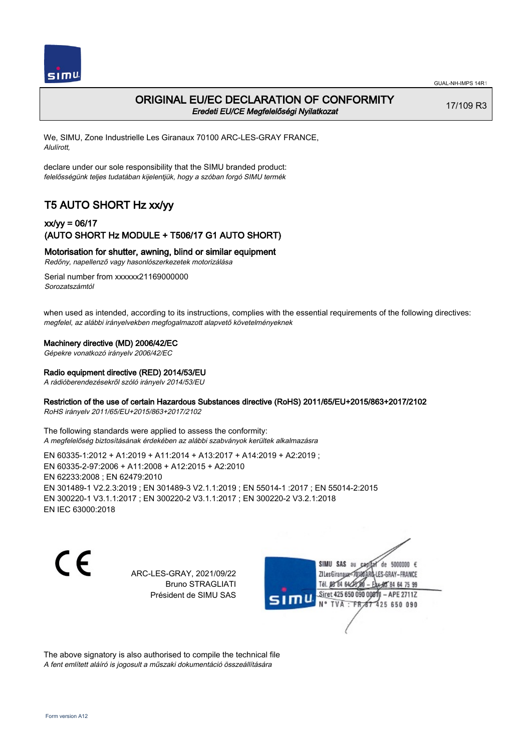GUAL-NH-IMPS 14R1

# ORIGINAL EU/EC DECLARATION OF CONFORMITY

*Eredeti EU/CE Megfelelőségi Nyilatkozat*

17/109 R3

We, SIMU, Zone Industrielle Les Giranaux 70100 ARC-LES-GRAY FRANCE,
*Alulírott,*

declare under our sole responsibility that the SIMU branded product:
*felelősségünk teljes tudatában kijelentjük, hogy a szóban forgó SIMU termék*

## T5 AUTO SHORT Hz xx/yy

### xx/yy = 06/17
### (AUTO SHORT Hz MODULE + T506/17 G1 AUTO SHORT)

**Motorisation for shutter, awning, blind or similar equipment**
*Redőny, napellenző vagy hasonlószerkezetek motorizálása*

Serial number from xxxxxx21169000000
*Sorozatszámtól*

when used as intended, according to its instructions, complies with the essential requirements of the following directives:
*megfelel, az alábbi irányelvekben megfogalmazott alapvető követelményeknek*

**Machinery directive (MD) 2006/42/EC**
*Gépekre vonatkozó irányelv 2006/42/EC*

**Radio equipment directive (RED) 2014/53/EU**
*A rádióberendezésekről szóló irányelv 2014/53/EU*

**Restriction of the use of certain Hazardous Substances directive (RoHS) 2011/65/EU+2015/863+2017/2102**
*RoHS irányelv 2011/65/EU+2015/863+2017/2102*

The following standards were applied to assess the conformity:
*A megfelelőség biztosításának érdekében az alábbi szabványok kerültek alkalmazásra*

EN 60335-1:2012 + A1:2019 + A11:2014 + A13:2017 + A14:2019 + A2:2019 ;
EN 60335-2-97:2006 + A11:2008 + A12:2015 + A2:2010
EN 62233:2008 ; EN 62479:2010
EN 301489-1 V2.2.3:2019 ; EN 301489-3 V2.1.1:2019 ; EN 55014-1 :2017 ; EN 55014-2:2015
EN 300220-1 V3.1.1:2017 ; EN 300220-2 V3.1.1:2017 ; EN 300220-2 V3.2.1:2018
EN IEC 63000:2018

CE

ARC-LES-GRAY, 2021/09/22
Bruno STRAGLIATI
Président de SIMU SAS

SIMU SAS au capital de 5000000 €
ZI Les Giranaux 70100 ARC-LES-GRAY-FRANCE
Tél. 03 84 64 75 00 – Fax 03 84 64 75 99
Siret 425 650 090 00011 – APE 2711Z
N° TVA : FR 67 425 650 090

The above signatory is also authorised to compile the technical file
*A fent említett aláíró is jogosult a műszaki dokumentáció összeállítására*

Form version A12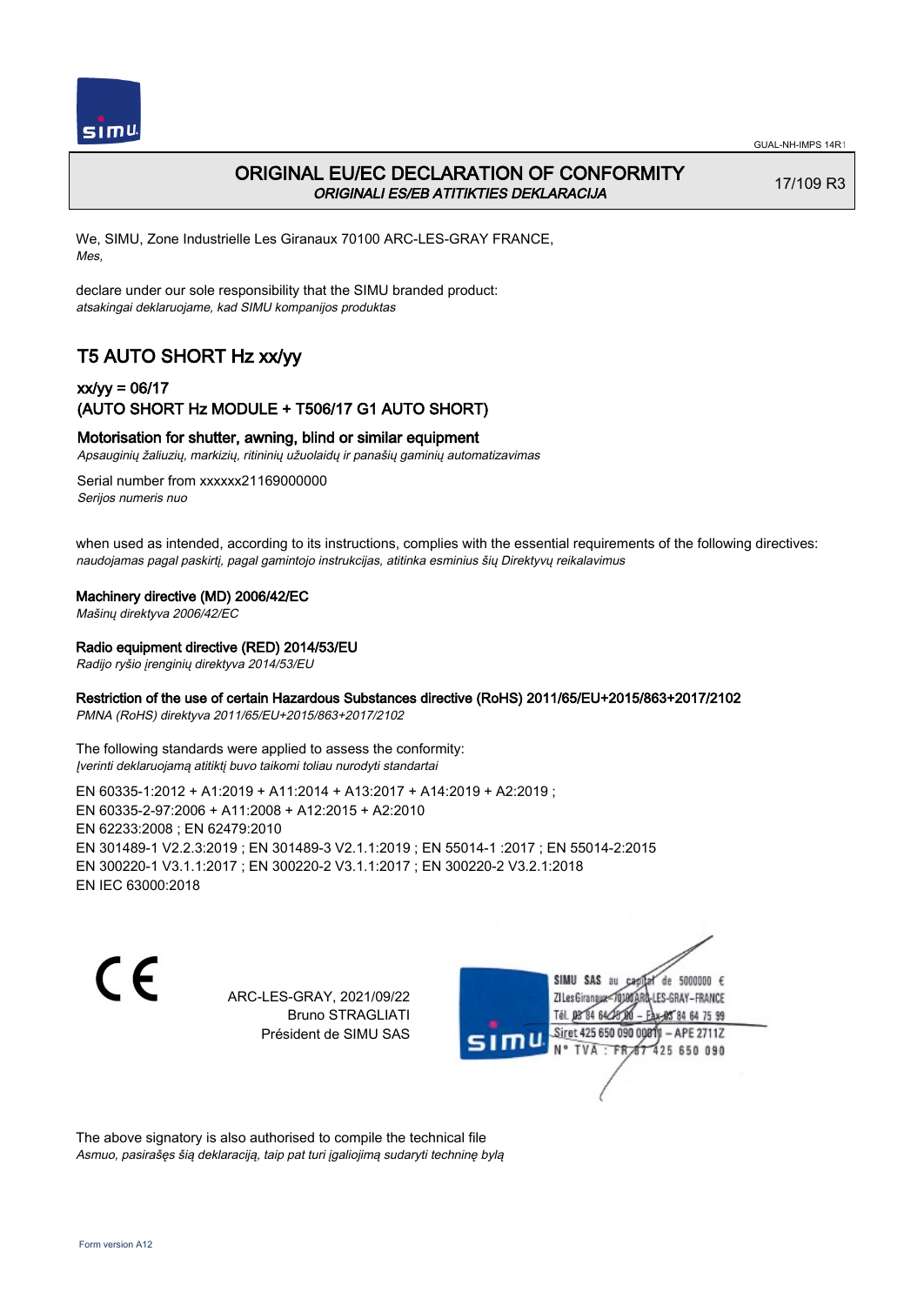# ORIGINAL EU/EC DECLARATION OF CONFORMITY
*ORIGINALI ES/EB ATITIKTIES DEKLARACIJA*

17/109 R3

We, SIMU, Zone Industrielle Les Giranaux 70100 ARC-LES-GRAY FRANCE,
*Mes,*

declare under our sole responsibility that the SIMU branded product:
*atsakingai deklaruojame, kad SIMU kompanijos produktas*

## T5 AUTO SHORT Hz xx/yy

### xx/yy = 06/17
### (AUTO SHORT Hz MODULE + T506/17 G1 AUTO SHORT)

**Motorisation for shutter, awning, blind or similar equipment**
*Apsauginių žaliuzių, markizių, ritininių užuolaidų ir panašių gaminių automatizavimas*

Serial number from xxxxxx21169000000
*Serijos numeris nuo*

when used as intended, according to its instructions, complies with the essential requirements of the following directives:
*naudojamas pagal paskirtį, pagal gamintojo instrukcijas, atitinka esminius šių Direktyvų reikalavimus*

**Machinery directive (MD) 2006/42/EC**
*Mašinų direktyva 2006/42/EC*

**Radio equipment directive (RED) 2014/53/EU**
*Radijo ryšio įrenginių direktyva 2014/53/EU*

**Restriction of the use of certain Hazardous Substances directive (RoHS) 2011/65/EU+2015/863+2017/2102**
*PMNA (RoHS) direktyva 2011/65/EU+2015/863+2017/2102*

The following standards were applied to assess the conformity:
*Įverinti deklaruojamą atitiktį buvo taikomi toliau nurodyti standartai*

EN 60335-1:2012 + A1:2019 + A11:2014 + A13:2017 + A14:2019 + A2:2019 ;
EN 60335-2-97:2006 + A11:2008 + A12:2015 + A2:2010
EN 62233:2008 ; EN 62479:2010
EN 301489-1 V2.2.3:2019 ; EN 301489-3 V2.1.1:2019 ; EN 55014-1 :2017 ; EN 55014-2:2015
EN 300220-1 V3.1.1:2017 ; EN 300220-2 V3.1.1:2017 ; EN 300220-2 V3.2.1:2018
EN IEC 63000:2018

CE

ARC-LES-GRAY, 2021/09/22
Bruno STRAGLIATI
Président de SIMU SAS

SIMU SAS au capital de 5000000 €
ZI Les Giranaux 70100 ARC-LES-GRAY-FRANCE
Tél. 03 84 64 75 00 – Fax 03 84 64 75 99
Siret 425 650 090 00011 – APE 2711Z
N° TVA : FR 87 425 650 090

The above signatory is also authorised to compile the technical file
*Asmuo, pasirašęs šią deklaraciją, taip pat turi įgaliojimą sudaryti techninę bylą*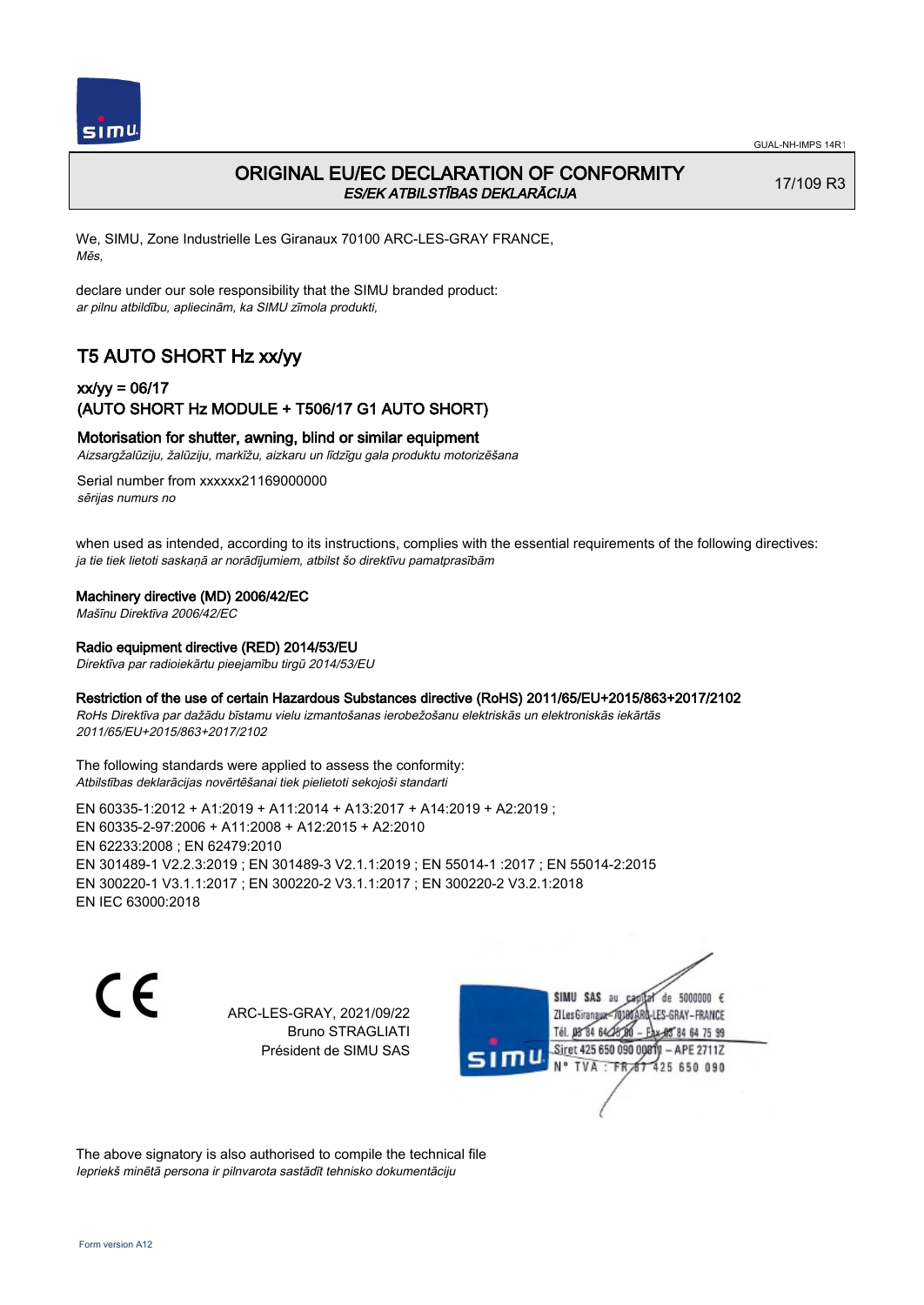# ORIGINAL EU/EC DECLARATION OF CONFORMITY

*ES/EK ATBILSTĪBAS DEKLARĀCIJA*

17/109 R3

We, SIMU, Zone Industrielle Les Giranaux 70100 ARC-LES-GRAY FRANCE,
*Mēs,*

declare under our sole responsibility that the SIMU branded product:
*ar pilnu atbildību, apliecinām, ka SIMU zīmola produkti,*

## T5 AUTO SHORT Hz xx/yy

### xx/yy = 06/17
### (AUTO SHORT Hz MODULE + T506/17 G1 AUTO SHORT)

**Motorisation for shutter, awning, blind or similar equipment**
*Aizsargžalūziju, žalūziju, markīžu, aizkaru un līdzīgu gala produktu motorizēšana*

Serial number from xxxxxx21169000000
*sērijas numurs no*

when used as intended, according to its instructions, complies with the essential requirements of the following directives:
*ja tie tiek lietoti saskaņā ar norādījumiem, atbilst šo direktīvu pamatprasībām*

**Machinery directive (MD) 2006/42/EC**
*Mašīnu Direktīva 2006/42/EC*

**Radio equipment directive (RED) 2014/53/EU**
*Direktīva par radioiekārtu pieejamību tirgū 2014/53/EU*

**Restriction of the use of certain Hazardous Substances directive (RoHS) 2011/65/EU+2015/863+2017/2102**
*RoHs Direktīva par dažādu bīstamu vielu izmantošanas ierobežošanu elektriskās un elektroniskās iekārtās 2011/65/EU+2015/863+2017/2102*

The following standards were applied to assess the conformity:
*Atbilstības deklarācijas novērtēšanai tiek pielietoti sekojoši standarti*

EN 60335-1:2012 + A1:2019 + A11:2014 + A13:2017 + A14:2019 + A2:2019 ;
EN 60335-2-97:2006 + A11:2008 + A12:2015 + A2:2010
EN 62233:2008 ; EN 62479:2010
EN 301489-1 V2.2.3:2019 ; EN 301489-3 V2.1.1:2019 ; EN 55014-1 :2017 ; EN 55014-2:2015
EN 300220-1 V3.1.1:2017 ; EN 300220-2 V3.1.1:2017 ; EN 300220-2 V3.2.1:2018
EN IEC 63000:2018

CE

ARC-LES-GRAY, 2021/09/22
Bruno STRAGLIATI
Président de SIMU SAS

SIMU SAS au capital de 5000000 €
ZI Les Giranaux 70100 ARC-LES-GRAY-FRANCE
Tél. 03 84 64 75 00 – Fax 03 84 64 75 99
Siret 425 650 090 00011 – APE 2711Z
N° TVA : FR 87 425 650 090

The above signatory is also authorised to compile the technical file
*Iepriekš minētā persona ir pilnvarota sastādīt tehnisko dokumentāciju*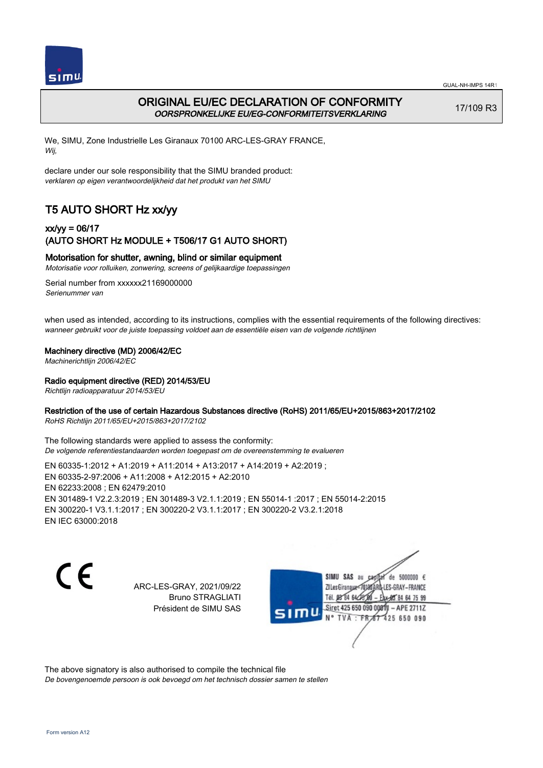GUAL-NH-IMPS 14R1

# ORIGINAL EU/EC DECLARATION OF CONFORMITY
*OORSPRONKELIJKE EU/EG-CONFORMITEITSVERKLARING*

17/109 R3

We, SIMU, Zone Industrielle Les Giranaux 70100 ARC-LES-GRAY FRANCE,
*Wij,*

declare under our sole responsibility that the SIMU branded product:
*verklaren op eigen verantwoordelijkheid dat het produkt van het SIMU*

## T5 AUTO SHORT Hz xx/yy

### xx/yy = 06/17
### (AUTO SHORT Hz MODULE + T506/17 G1 AUTO SHORT)

### Motorisation for shutter, awning, blind or similar equipment
*Motorisatie voor rolluiken, zonwering, screens of gelijkaardige toepassingen*

Serial number from xxxxxx21169000000
*Serienummer van*

when used as intended, according to its instructions, complies with the essential requirements of the following directives:
*wanneer gebruikt voor de juiste toepassing voldoet aan de essentiële eisen van de volgende richtlijnen*

**Machinery directive (MD) 2006/42/EC**
*Machinerichtlijn 2006/42/EC*

**Radio equipment directive (RED) 2014/53/EU**
*Richtlijn radioapparatuur 2014/53/EU*

**Restriction of the use of certain Hazardous Substances directive (RoHS) 2011/65/EU+2015/863+2017/2102**
*RoHS Richtlijn 2011/65/EU+2015/863+2017/2102*

The following standards were applied to assess the conformity:
*De volgende referentiestandaarden worden toegepast om de overeenstemming te evalueren*

EN 60335-1:2012 + A1:2019 + A11:2014 + A13:2017 + A14:2019 + A2:2019 ;
EN 60335-2-97:2006 + A11:2008 + A12:2015 + A2:2010
EN 62233:2008 ; EN 62479:2010
EN 301489-1 V2.2.3:2019 ; EN 301489-3 V2.1.1:2019 ; EN 55014-1 :2017 ; EN 55014-2:2015
EN 300220-1 V3.1.1:2017 ; EN 300220-2 V3.1.1:2017 ; EN 300220-2 V3.2.1:2018
EN IEC 63000:2018

ARC-LES-GRAY, 2021/09/22
Bruno STRAGLIATI
Président de SIMU SAS

SIMU SAS au capital de 5000000 €
ZI Les Giranaux 70100 ARC-LES-GRAY-FRANCE
Tél. 03 84 64 75 00 – Fax 03 84 64 75 99
Siret 425 650 090 00011 – APE 2711Z
N° TVA : FR 87 425 650 090

The above signatory is also authorised to compile the technical file
*De bovengenoemde persoon is ook bevoegd om het technisch dossier samen te stellen*

Form version A12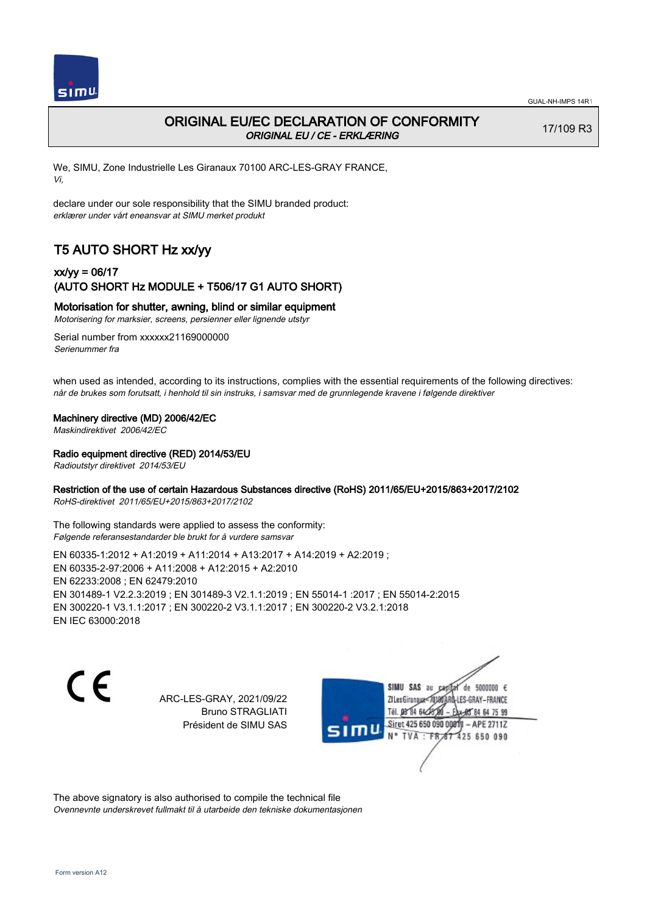# ORIGINAL EU/EC DECLARATION OF CONFORMITY

*ORIGINAL EU / CE - ERKLÆRING*

17/109 R3

We, SIMU, Zone Industrielle Les Giranaux 70100 ARC-LES-GRAY FRANCE,
*Vi,*

declare under our sole responsibility that the SIMU branded product:
*erklærer under vårt eneansvar at SIMU merket produkt*

## T5 AUTO SHORT Hz xx/yy

### xx/yy = 06/17
### (AUTO SHORT Hz MODULE + T506/17 G1 AUTO SHORT)

**Motorisation for shutter, awning, blind or similar equipment**
*Motorisering for marksier, screens, persienner eller lignende utstyr*

Serial number from xxxxxx21169000000
*Serienummer fra*

when used as intended, according to its instructions, complies with the essential requirements of the following directives:
*når de brukes som forutsatt, i henhold til sin instruks, i samsvar med de grunnlegende kravene i følgende direktiver*

**Machinery directive (MD) 2006/42/EC**
*Maskindirektivet 2006/42/EC*

**Radio equipment directive (RED) 2014/53/EU**
*Radioutstyr direktivet 2014/53/EU*

**Restriction of the use of certain Hazardous Substances directive (RoHS) 2011/65/EU+2015/863+2017/2102**
*RoHS-direktivet 2011/65/EU+2015/863+2017/2102*

The following standards were applied to assess the conformity:
*Følgende referansestandarder ble brukt for å vurdere samsvar*

EN 60335-1:2012 + A1:2019 + A11:2014 + A13:2017 + A14:2019 + A2:2019 ;
EN 60335-2-97:2006 + A11:2008 + A12:2015 + A2:2010
EN 62233:2008 ; EN 62479:2010
EN 301489-1 V2.2.3:2019 ; EN 301489-3 V2.1.1:2019 ; EN 55014-1 :2017 ; EN 55014-2:2015
EN 300220-1 V3.1.1:2017 ; EN 300220-2 V3.1.1:2017 ; EN 300220-2 V3.2.1:2018
EN IEC 63000:2018

CE

ARC-LES-GRAY, 2021/09/22
Bruno STRAGLIATI
Président de SIMU SAS

SIMU SAS au capital de 5000000 €
ZI Les Giranaux 70100 ARC-LES-GRAY-FRANCE
Tél. 03 84 64 75 00 – Fax 03 84 64 75 99
Siret 425 650 090 00011 – APE 2711Z
N° TVA : FR 87 425 650 090

The above signatory is also authorised to compile the technical file
*Ovennevnte underskrevet fullmakt til å utarbeide den tekniske dokumentasjonen*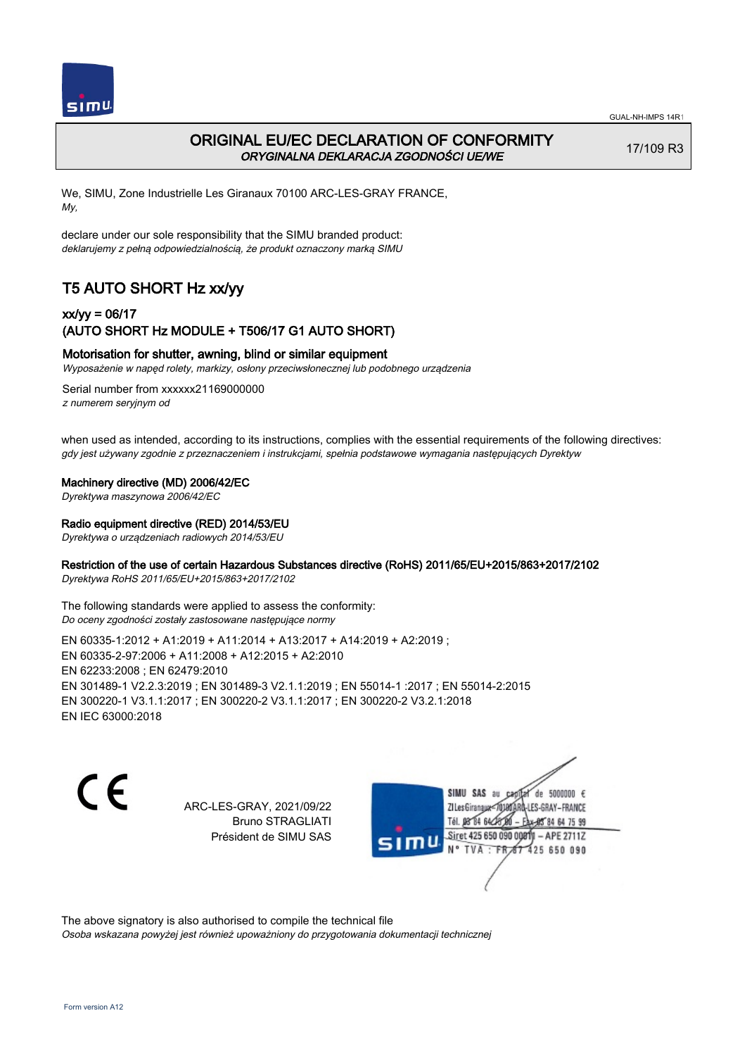# ORIGINAL EU/EC DECLARATION OF CONFORMITY
*ORYGINALNA DEKLARACJA ZGODNOŚCI UE/WE*

17/109 R3

We, SIMU, Zone Industrielle Les Giranaux 70100 ARC-LES-GRAY FRANCE,
*My,*

declare under our sole responsibility that the SIMU branded product:
*deklarujemy z pełną odpowiedzialnością, że produkt oznaczony marką SIMU*

## T5 AUTO SHORT Hz xx/yy

### xx/yy = 06/17
### (AUTO SHORT Hz MODULE + T506/17 G1 AUTO SHORT)

**Motorisation for shutter, awning, blind or similar equipment**
*Wyposażenie w napęd rolety, markizy, osłony przeciwsłonecznej lub podobnego urządzenia*

Serial number from xxxxxx21169000000
*z numerem seryjnym od*

when used as intended, according to its instructions, complies with the essential requirements of the following directives:
*gdy jest używany zgodnie z przeznaczeniem i instrukcjami, spełnia podstawowe wymagania następujących Dyrektyw*

**Machinery directive (MD) 2006/42/EC**
*Dyrektywa maszynowa 2006/42/EC*

**Radio equipment directive (RED) 2014/53/EU**
*Dyrektywa o urządzeniach radiowych 2014/53/EU*

**Restriction of the use of certain Hazardous Substances directive (RoHS) 2011/65/EU+2015/863+2017/2102**
*Dyrektywa RoHS 2011/65/EU+2015/863+2017/2102*

The following standards were applied to assess the conformity:
*Do oceny zgodności zostały zastosowane następujące normy*

EN 60335-1:2012 + A1:2019 + A11:2014 + A13:2017 + A14:2019 + A2:2019 ;
EN 60335-2-97:2006 + A11:2008 + A12:2015 + A2:2010
EN 62233:2008 ; EN 62479:2010
EN 301489-1 V2.2.3:2019 ; EN 301489-3 V2.1.1:2019 ; EN 55014-1 :2017 ; EN 55014-2:2015
EN 300220-1 V3.1.1:2017 ; EN 300220-2 V3.1.1:2017 ; EN 300220-2 V3.2.1:2018
EN IEC 63000:2018

CE

ARC-LES-GRAY, 2021/09/22
Bruno STRAGLIATI
Président de SIMU SAS

SIMU SAS au capital de 5000000 €
ZI Les Giranaux 70100 ARC-LES-GRAY–FRANCE
Tél. 03 84 64 75 00 – Fax 03 84 64 75 99
Siret 425 650 090 00011 – APE 2711Z
N° TVA : FR 87 425 650 090

The above signatory is also authorised to compile the technical file
*Osoba wskazana powyżej jest również upoważniony do przygotowania dokumentacji technicznej*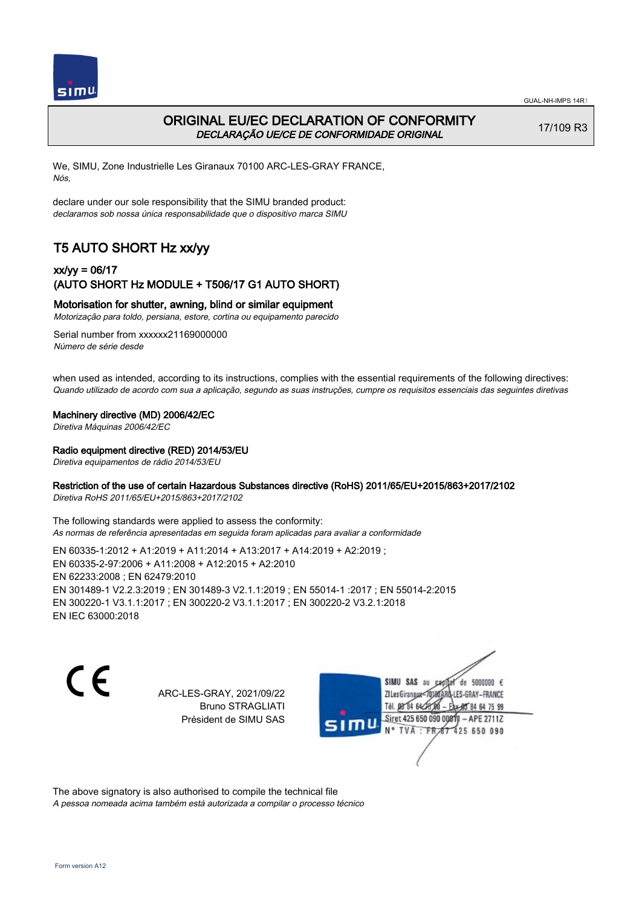# ORIGINAL EU/EC DECLARATION OF CONFORMITY

*DECLARAÇÃO UE/CE DE CONFORMIDADE ORIGINAL*

17/109 R3

We, SIMU, Zone Industrielle Les Giranaux 70100 ARC-LES-GRAY FRANCE,
*Nós,*

declare under our sole responsibility that the SIMU branded product:
*declaramos sob nossa única responsabilidade que o dispositivo marca SIMU*

## T5 AUTO SHORT Hz xx/yy

### xx/yy = 06/17
### (AUTO SHORT Hz MODULE + T506/17 G1 AUTO SHORT)

**Motorisation for shutter, awning, blind or similar equipment**
*Motorização para toldo, persiana, estore, cortina ou equipamento parecido*

Serial number from xxxxxx21169000000
*Número de série desde*

when used as intended, according to its instructions, complies with the essential requirements of the following directives:
*Quando utilizado de acordo com sua a aplicação, segundo as suas instruções, cumpre os requisitos essenciais das seguintes diretivas*

**Machinery directive (MD) 2006/42/EC**
*Diretiva Máquinas 2006/42/EC*

**Radio equipment directive (RED) 2014/53/EU**
*Diretiva equipamentos de rádio 2014/53/EU*

**Restriction of the use of certain Hazardous Substances directive (RoHS) 2011/65/EU+2015/863+2017/2102**
*Diretiva RoHS 2011/65/EU+2015/863+2017/2102*

The following standards were applied to assess the conformity:
*As normas de referência apresentadas em seguida foram aplicadas para avaliar a conformidade*

EN 60335-1:2012 + A1:2019 + A11:2014 + A13:2017 + A14:2019 + A2:2019 ;
EN 60335-2-97:2006 + A11:2008 + A12:2015 + A2:2010
EN 62233:2008 ; EN 62479:2010
EN 301489-1 V2.2.3:2019 ; EN 301489-3 V2.1.1:2019 ; EN 55014-1 :2017 ; EN 55014-2:2015
EN 300220-1 V3.1.1:2017 ; EN 300220-2 V3.1.1:2017 ; EN 300220-2 V3.2.1:2018
EN IEC 63000:2018

CE

ARC-LES-GRAY, 2021/09/22
Bruno STRAGLIATI
Président de SIMU SAS

SIMU SAS au capital de 5000000 €
ZI Les Giranaux 70100 ARC-LES-GRAY-FRANCE
Tél. 03 84 64 75 00 – Fax 03 84 64 75 99
Siret 425 650 090 00011 – APE 2711Z
N° TVA : FR 87 425 650 090

The above signatory is also authorised to compile the technical file
*A pessoa nomeada acima também está autorizada a compilar o processo técnico*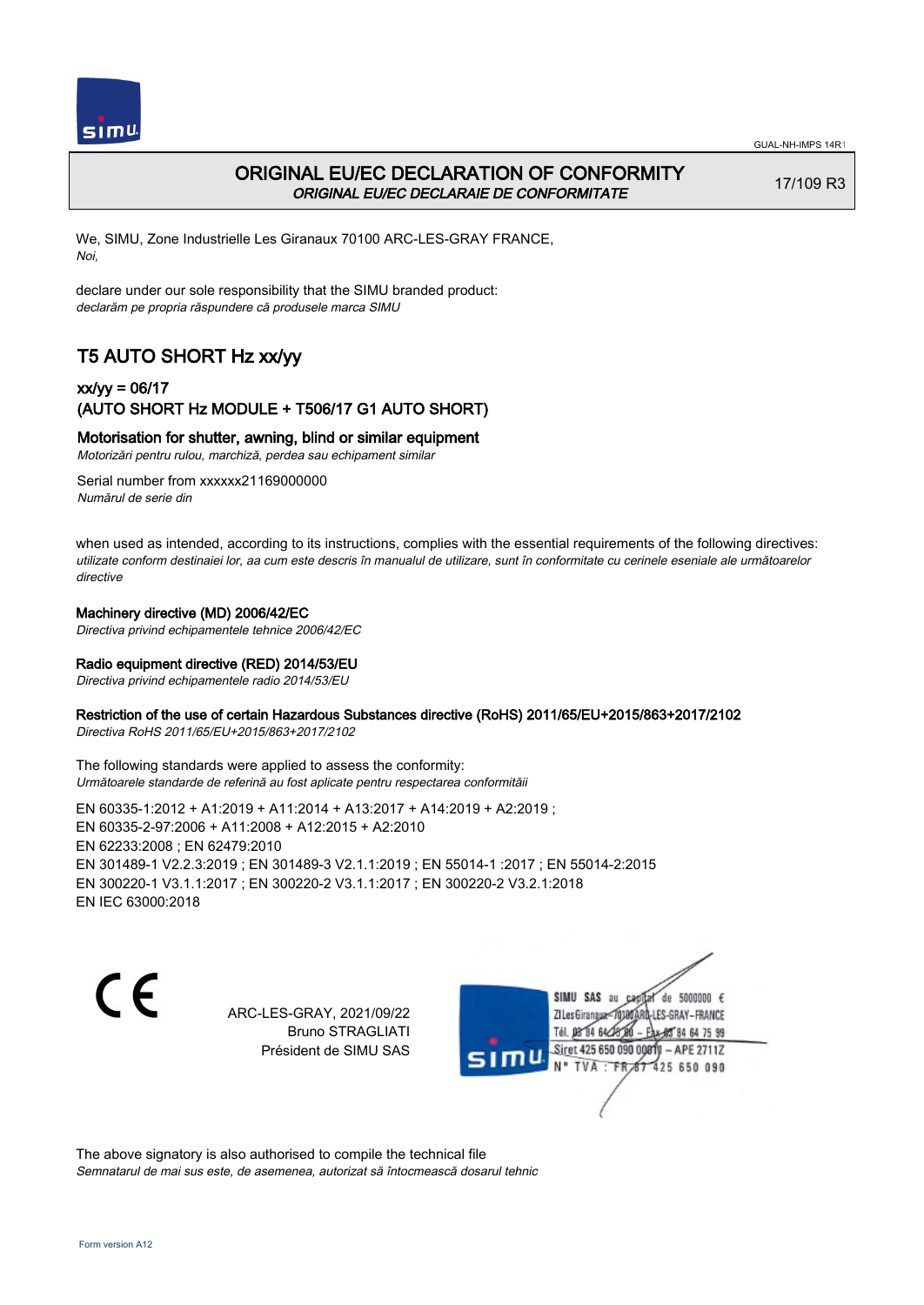# ORIGINAL EU/EC DECLARATION OF CONFORMITY

*ORIGINAL EU/EC DECLARAIE DE CONFORMITATE*

17/109 R3

We, SIMU, Zone Industrielle Les Giranaux 70100 ARC-LES-GRAY FRANCE,
*Noi,*

declare under our sole responsibility that the SIMU branded product:
*declarăm pe propria răspundere că produsele marca SIMU*

## T5 AUTO SHORT Hz xx/yy

### xx/yy = 06/17
### (AUTO SHORT Hz MODULE + T506/17 G1 AUTO SHORT)

### Motorisation for shutter, awning, blind or similar equipment

*Motorizări pentru rulou, marchiză, perdea sau echipament similar*

Serial number from xxxxxx21169000000
*Numărul de serie din*

when used as intended, according to its instructions, complies with the essential requirements of the following directives:
*utilizate conform destinaiei lor, aa cum este descris în manualul de utilizare, sunt în conformitate cu cerinele eseniale ale următoarelor directive*

**Machinery directive (MD) 2006/42/EC**
*Directiva privind echipamentele tehnice 2006/42/EC*

**Radio equipment directive (RED) 2014/53/EU**
*Directiva privind echipamentele radio 2014/53/EU*

**Restriction of the use of certain Hazardous Substances directive (RoHS) 2011/65/EU+2015/863+2017/2102**
*Directiva RoHS 2011/65/EU+2015/863+2017/2102*

The following standards were applied to assess the conformity:
*Următoarele standarde de referină au fost aplicate pentru respectarea conformitii*

EN 60335-1:2012 + A1:2019 + A11:2014 + A13:2017 + A14:2019 + A2:2019 ;
EN 60335-2-97:2006 + A11:2008 + A12:2015 + A2:2010
EN 62233:2008 ; EN 62479:2010
EN 301489-1 V2.2.3:2019 ; EN 301489-3 V2.1.1:2019 ; EN 55014-1 :2017 ; EN 55014-2:2015
EN 300220-1 V3.1.1:2017 ; EN 300220-2 V3.1.1:2017 ; EN 300220-2 V3.2.1:2018
EN IEC 63000:2018

CE

ARC-LES-GRAY, 2021/09/22
Bruno STRAGLIATI
Président de SIMU SAS

SIMU SAS au capital de 5000000 €
ZI Les Giranaux 70100 ARC-LES-GRAY-FRANCE
Tél. 03 84 64 75 00 – Fax 03 84 64 75 99
Siret 425 650 090 00011 – APE 2711Z
N° TVA : FR 67 425 650 090

The above signatory is also authorised to compile the technical file
*Semnatarul de mai sus este, de asemenea, autorizat să întocmească dosarul tehnic*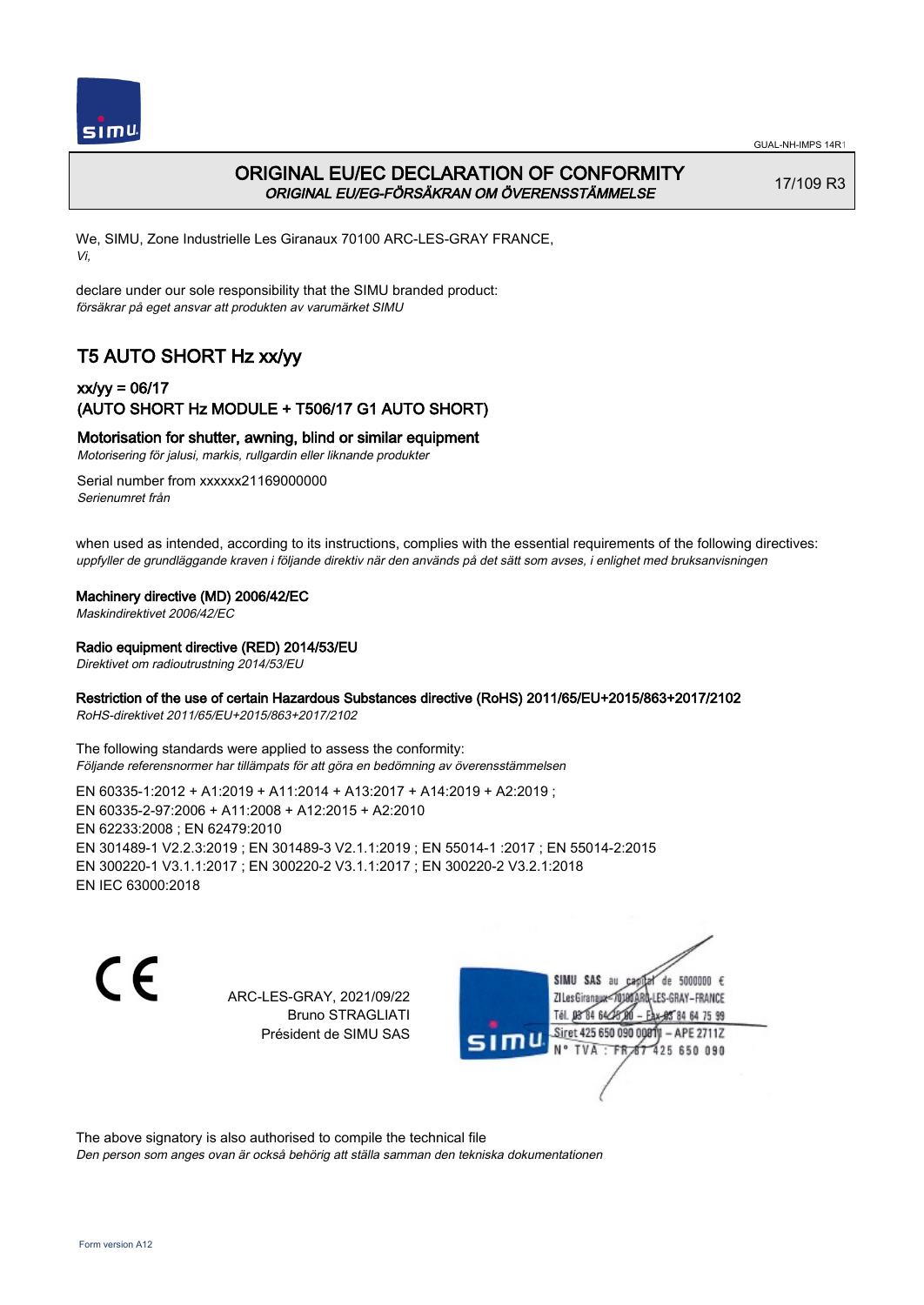# ORIGINAL EU/EC DECLARATION OF CONFORMITY
*ORIGINAL EU/EG-FÖRSÄKRAN OM ÖVERENSSTÄMMELSE*

17/109 R3

We, SIMU, Zone Industrielle Les Giranaux 70100 ARC-LES-GRAY FRANCE,
*Vi,*

declare under our sole responsibility that the SIMU branded product:
*försäkrar på eget ansvar att produkten av varumärket SIMU*

## T5 AUTO SHORT Hz xx/yy

### xx/yy = 06/17
### (AUTO SHORT Hz MODULE + T506/17 G1 AUTO SHORT)

**Motorisation for shutter, awning, blind or similar equipment**
*Motorisering för jalusi, markis, rullgardin eller liknande produkter*

Serial number from xxxxxx21169000000
*Serienumret från*

when used as intended, according to its instructions, complies with the essential requirements of the following directives:
*uppfyller de grundläggande kraven i följande direktiv när den används på det sätt som avses, i enlighet med bruksanvisningen*

**Machinery directive (MD) 2006/42/EC**
*Maskindirektivet 2006/42/EC*

**Radio equipment directive (RED) 2014/53/EU**
*Direktivet om radioutrustning 2014/53/EU*

**Restriction of the use of certain Hazardous Substances directive (RoHS) 2011/65/EU+2015/863+2017/2102**
*RoHS-direktivet 2011/65/EU+2015/863+2017/2102*

The following standards were applied to assess the conformity:
*Följande referensnormer har tillämpats för att göra en bedömning av överensstämmelsen*

EN 60335-1:2012 + A1:2019 + A11:2014 + A13:2017 + A14:2019 + A2:2019 ;
EN 60335-2-97:2006 + A11:2008 + A12:2015 + A2:2010
EN 62233:2008 ; EN 62479:2010
EN 301489-1 V2.2.3:2019 ; EN 301489-3 V2.1.1:2019 ; EN 55014-1 :2017 ; EN 55014-2:2015
EN 300220-1 V3.1.1:2017 ; EN 300220-2 V3.1.1:2017 ; EN 300220-2 V3.2.1:2018
EN IEC 63000:2018

ARC-LES-GRAY, 2021/09/22
Bruno STRAGLIATI
Président de SIMU SAS

SIMU SAS au capital de 5000000 €
ZI Les Giranaux 70100 ARC-LES-GRAY-FRANCE
Tél. 03 84 64 75 00 – Fax 03 84 64 75 99
Siret 425 650 090 00011 – APE 2711Z
N° TVA : FR 67 425 650 090

The above signatory is also authorised to compile the technical file
*Den person som anges ovan är också behörig att ställa samman den tekniska dokumentationen*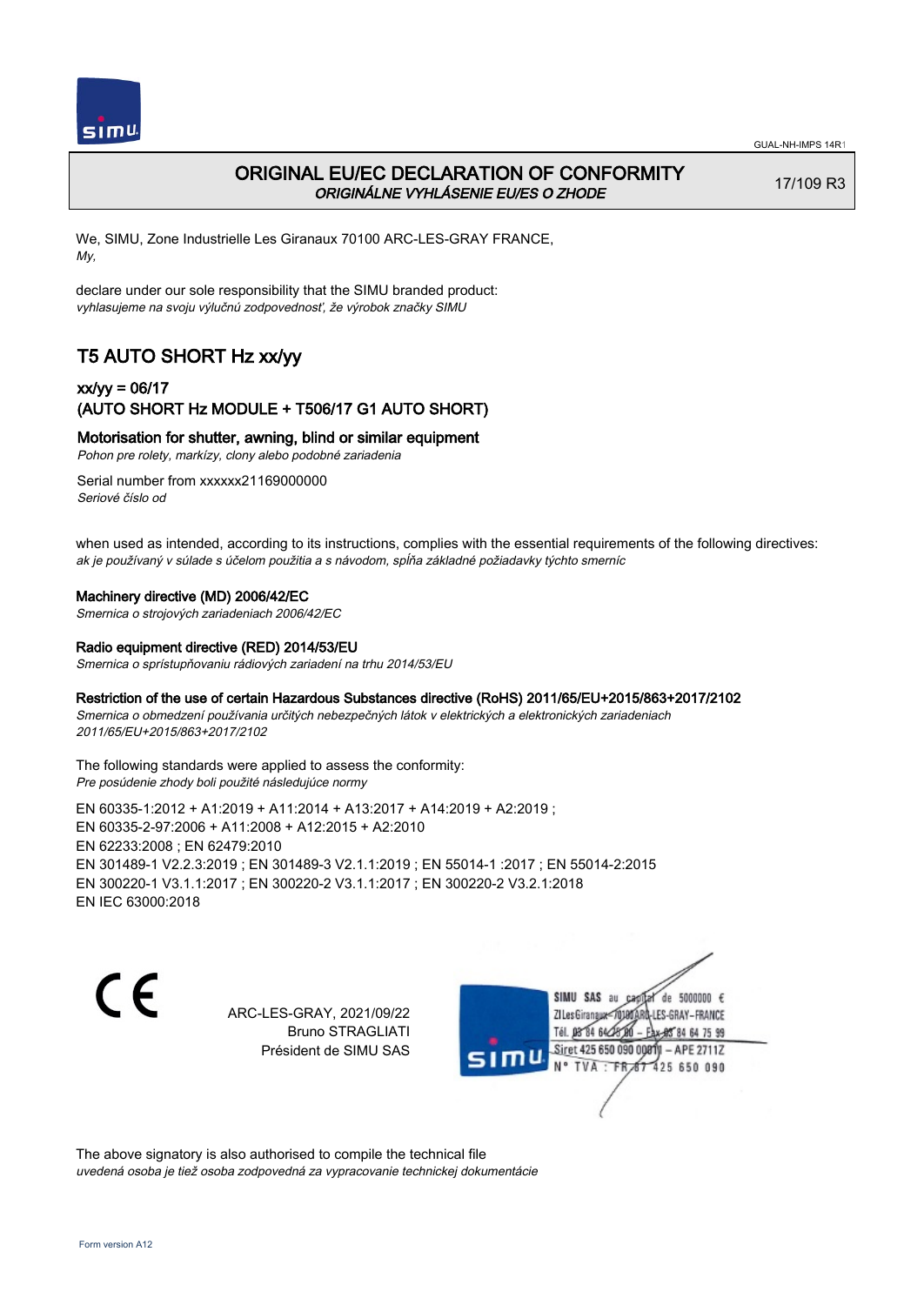# ORIGINAL EU/EC DECLARATION OF CONFORMITY
*ORIGINÁLNE VYHLÁSENIE EU/ES O ZHODE*

17/109 R3

We, SIMU, Zone Industrielle Les Giranaux 70100 ARC-LES-GRAY FRANCE,
*My,*

declare under our sole responsibility that the SIMU branded product:
*vyhlasujeme na svoju výlučnú zodpovednosť, že výrobok značky SIMU*

## T5 AUTO SHORT Hz xx/yy

### xx/yy = 06/17
### (AUTO SHORT Hz MODULE + T506/17 G1 AUTO SHORT)

**Motorisation for shutter, awning, blind or similar equipment**
*Pohon pre rolety, markízy, clony alebo podobné zariadenia*

Serial number from xxxxxx21169000000
*Seriové číslo od*

when used as intended, according to its instructions, complies with the essential requirements of the following directives:
*ak je používaný v súlade s účelom použitia a s návodom, spĺňa základné požiadavky týchto smerníc*

**Machinery directive (MD) 2006/42/EC**
*Smernica o strojových zariadeniach 2006/42/EC*

**Radio equipment directive (RED) 2014/53/EU**
*Smernica o sprístupňovaniu rádiových zariadení na trhu 2014/53/EU*

**Restriction of the use of certain Hazardous Substances directive (RoHS) 2011/65/EU+2015/863+2017/2102**
*Smernica o obmedzení používania určitých nebezpečných látok v elektrických a elektronických zariadeniach 2011/65/EU+2015/863+2017/2102*

The following standards were applied to assess the conformity:
*Pre posúdenie zhody boli použité následujúce normy*

EN 60335-1:2012 + A1:2019 + A11:2014 + A13:2017 + A14:2019 + A2:2019 ;
EN 60335-2-97:2006 + A11:2008 + A12:2015 + A2:2010
EN 62233:2008 ; EN 62479:2010
EN 301489-1 V2.2.3:2019 ; EN 301489-3 V2.1.1:2019 ; EN 55014-1 :2017 ; EN 55014-2:2015
EN 300220-1 V3.1.1:2017 ; EN 300220-2 V3.1.1:2017 ; EN 300220-2 V3.2.1:2018
EN IEC 63000:2018

CE

ARC-LES-GRAY, 2021/09/22
Bruno STRAGLIATI
Président de SIMU SAS

SIMU SAS au capital de 5000000 €
ZI Les Giranaux 70100 ARC-LES-GRAY-FRANCE
Tél. 03 84 64 78 00 – Fax 03 84 64 75 99
Siret 425 650 090 00011 – APE 2711Z
N° TVA : FR 67 425 650 090

The above signatory is also authorised to compile the technical file
*uvedená osoba je tiež osoba zodpovedná za vypracovanie technickej dokumentácie*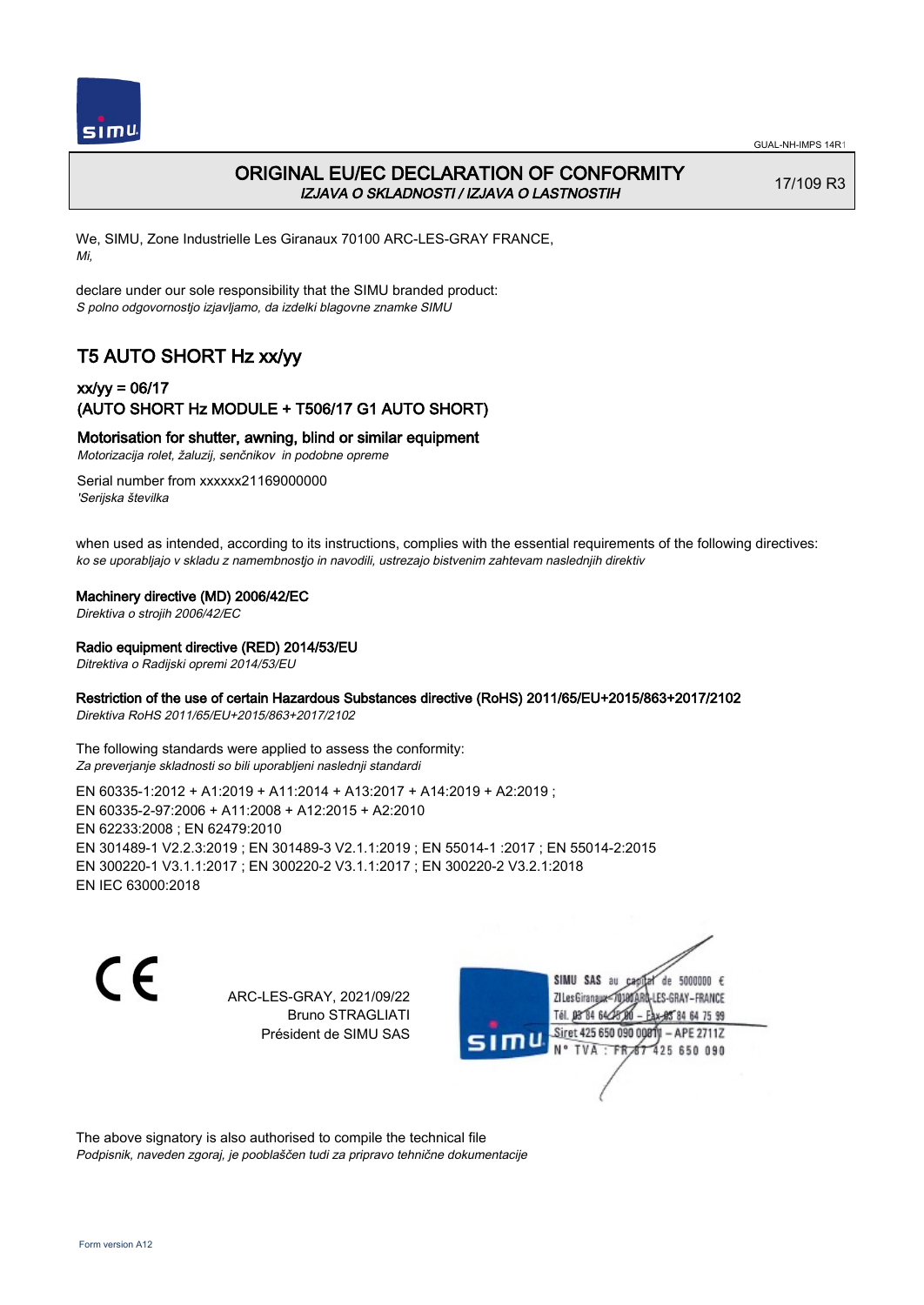# ORIGINAL EU/EC DECLARATION OF CONFORMITY

*IZJAVA O SKLADNOSTI / IZJAVA O LASTNOSTIH*

17/109 R3

We, SIMU, Zone Industrielle Les Giranaux 70100 ARC-LES-GRAY FRANCE,
*Mi,*

declare under our sole responsibility that the SIMU branded product:
*S polno odgovornostjo izjavljamo, da izdelki blagovne znamke SIMU*

## T5 AUTO SHORT Hz xx/yy

### xx/yy = 06/17
### (AUTO SHORT Hz MODULE + T506/17 G1 AUTO SHORT)

**Motorisation for shutter, awning, blind or similar equipment**
*Motorizacija rolet, žaluzij, senčnikov in podobne opreme*

Serial number from xxxxxx21169000000
*'Serijska številka*

when used as intended, according to its instructions, complies with the essential requirements of the following directives:
*ko se uporabljajo v skladu z namembnostjo in navodili, ustrezajo bistvenim zahtevam naslednjih direktiv*

**Machinery directive (MD) 2006/42/EC**
*Direktiva o strojih 2006/42/EC*

**Radio equipment directive (RED) 2014/53/EU**
*Ditrektiva o Radijski opremi 2014/53/EU*

**Restriction of the use of certain Hazardous Substances directive (RoHS) 2011/65/EU+2015/863+2017/2102**
*Direktiva RoHS 2011/65/EU+2015/863+2017/2102*

The following standards were applied to assess the conformity:
*Za preverjanje skladnosti so bili uporabljeni naslednji standardi*

EN 60335-1:2012 + A1:2019 + A11:2014 + A13:2017 + A14:2019 + A2:2019 ;
EN 60335-2-97:2006 + A11:2008 + A12:2015 + A2:2010
EN 62233:2008 ; EN 62479:2010
EN 301489-1 V2.2.3:2019 ; EN 301489-3 V2.1.1:2019 ; EN 55014-1 :2017 ; EN 55014-2:2015
EN 300220-1 V3.1.1:2017 ; EN 300220-2 V3.1.1:2017 ; EN 300220-2 V3.2.1:2018
EN IEC 63000:2018

CE

ARC-LES-GRAY, 2021/09/22
Bruno STRAGLIATI
Président de SIMU SAS

SIMU SAS au capital de 5000000 €
ZI Les Giranaux 70100 ARC-LES-GRAY–FRANCE
Tél. 03 84 64 75 00 – Fax 03 84 64 75 99
Siret 425 650 090 00011 – APE 2711Z
N° TVA : FR 67 425 650 090

The above signatory is also authorised to compile the technical file
*Podpisnik, naveden zgoraj, je pooblaščen tudi za pripravo tehnične dokumentacije*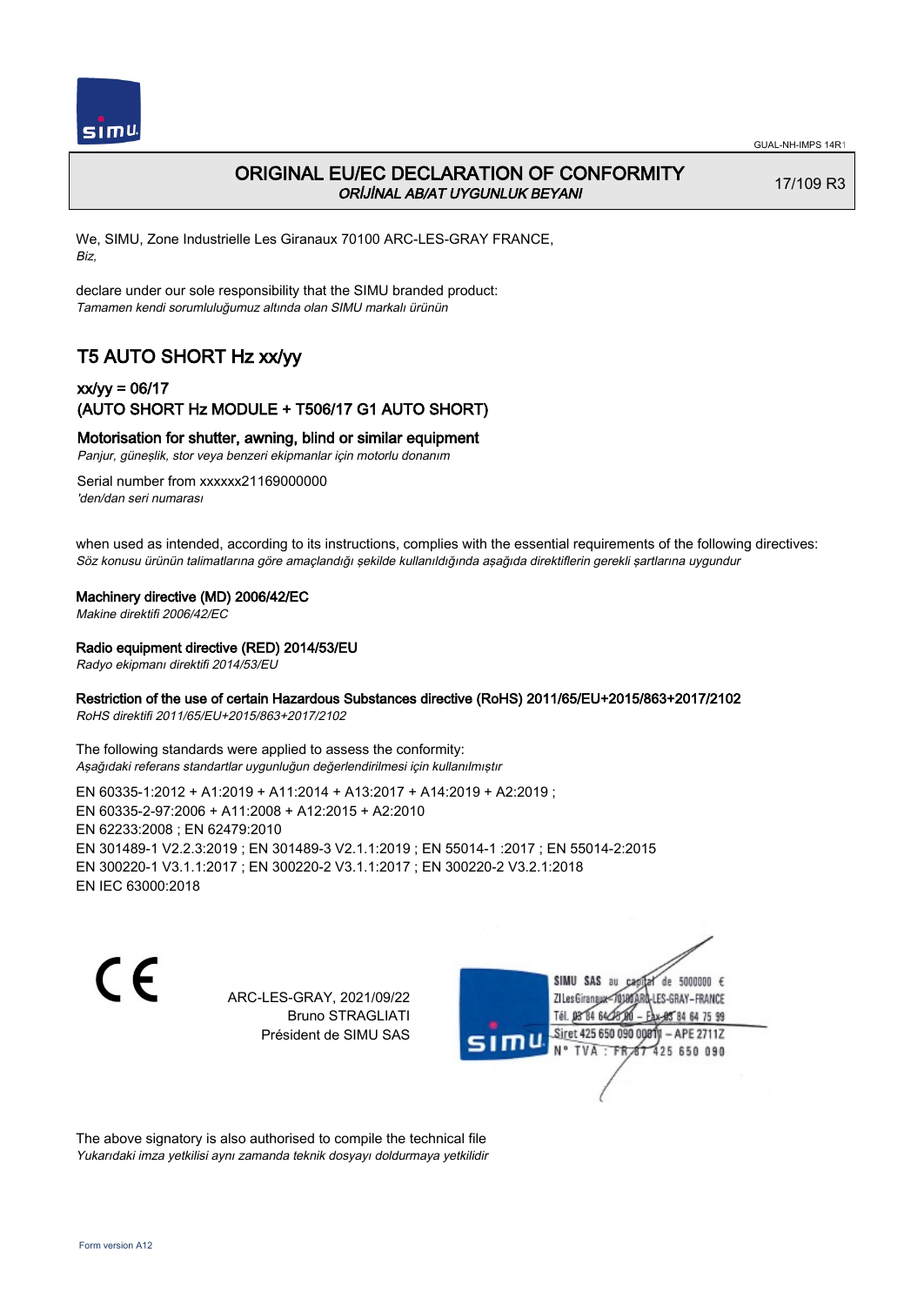GUAL-NH-IMPS 14R1

# ORIGINAL EU/EC DECLARATION OF CONFORMITY
*ORİJİNAL AB/AT UYGUNLUK BEYANI*

17/109 R3

We, SIMU, Zone Industrielle Les Giranaux 70100 ARC-LES-GRAY FRANCE,
*Biz,*

declare under our sole responsibility that the SIMU branded product:
*Tamamen kendi sorumluluğumuz altında olan SIMU markalı ürünün*

## T5 AUTO SHORT Hz xx/yy

### xx/yy = 06/17
### (AUTO SHORT Hz MODULE + T506/17 G1 AUTO SHORT)

### Motorisation for shutter, awning, blind or similar equipment
*Panjur, güneşlik, stor veya benzeri ekipmanlar için motorlu donanım*

Serial number from xxxxxx21169000000
*'den/dan seri numarası*

when used as intended, according to its instructions, complies with the essential requirements of the following directives:
*Söz konusu ürünün talimatlarına göre amaçlandığı şekilde kullanıldığında aşağıda direktiflerin gerekli şartlarına uygundur*

**Machinery directive (MD) 2006/42/EC**
*Makine direktifi 2006/42/EC*

**Radio equipment directive (RED) 2014/53/EU**
*Radyo ekipmanı direktifi 2014/53/EU*

**Restriction of the use of certain Hazardous Substances directive (RoHS) 2011/65/EU+2015/863+2017/2102**
*RoHS direktifi 2011/65/EU+2015/863+2017/2102*

The following standards were applied to assess the conformity:
*Aşağıdaki referans standartlar uygunluğun değerlendirilmesi için kullanılmıştır*

EN 60335-1:2012 + A1:2019 + A11:2014 + A13:2017 + A14:2019 + A2:2019 ;
EN 60335-2-97:2006 + A11:2008 + A12:2015 + A2:2010
EN 62233:2008 ; EN 62479:2010
EN 301489-1 V2.2.3:2019 ; EN 301489-3 V2.1.1:2019 ; EN 55014-1 :2017 ; EN 55014-2:2015
EN 300220-1 V3.1.1:2017 ; EN 300220-2 V3.1.1:2017 ; EN 300220-2 V3.2.1:2018
EN IEC 63000:2018

CE

ARC-LES-GRAY, 2021/09/22
Bruno STRAGLIATI
Président de SIMU SAS

SIMU SAS au capital de 5000000 €
ZI Les Giranaux 70100 ARC-LES-GRAY-FRANCE
Tél. 03 84 64 75 00 – Fax 03 84 64 75 99
Siret 425 650 090 00011 – APE 2711Z
N° TVA : FR 67 425 650 090

The above signatory is also authorised to compile the technical file
*Yukarıdaki imza yetkilisi aynı zamanda teknik dosyayı doldurmaya yetkilidir*

Form version A12